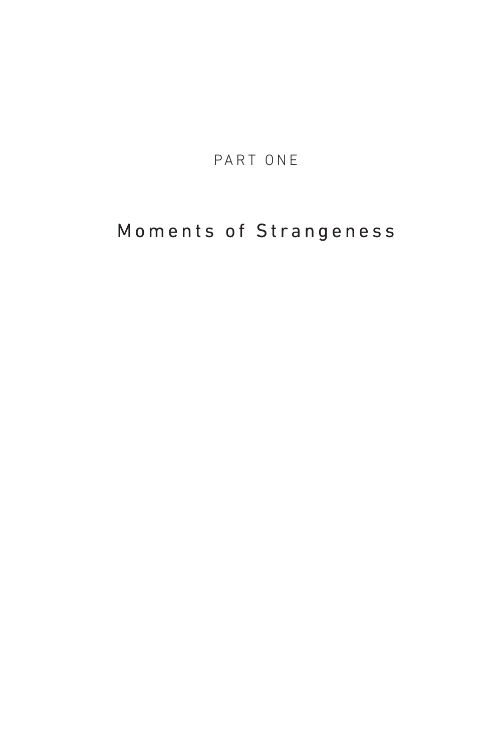# PART ONE

## Moments of Strangeness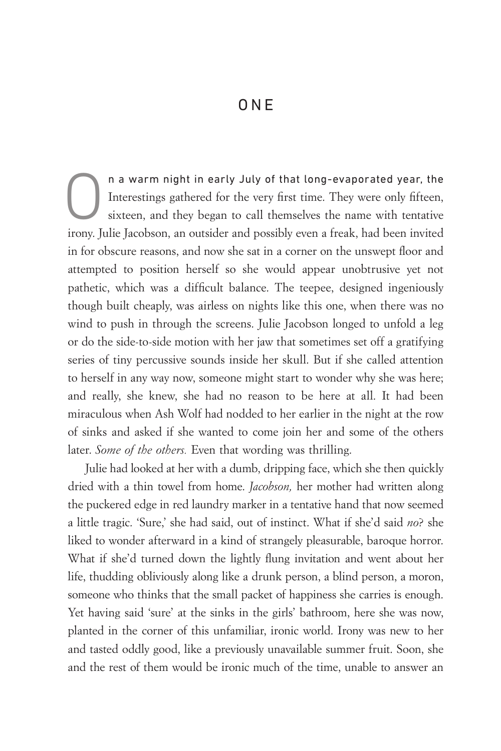# ONE

On a warm night in early July of that long-evaporated year, the Interestings gathered for the very first time. They were only fifteen, sixteen, and they began to call themselves the name with tentative irony. Julie Jacobson, an outsider and possibly even a freak, had been invited in for obscure reasons, and now she sat in a corner on the unswept floor and attempted to position herself so she would appear unobtrusive yet not pathetic, which was a difficult balance. The teepee, designed ingeniously though built cheaply, was airless on nights like this one, when there was no wind to push in through the screens. Julie Jacobson longed to unfold a leg or do the side-to-side motion with her jaw that sometimes set off a gratifying series of tiny percussive sounds inside her skull. But if she called attention to herself in any way now, someone might start to wonder why she was here; and really, she knew, she had no reason to be here at all. It had been miraculous when Ash Wolf had nodded to her earlier in the night at the row of sinks and asked if she wanted to come join her and some of the others later. *Some of the others.* Even that wording was thrilling.

Julie had looked at her with a dumb, dripping face, which she then quickly dried with a thin towel from home. *Jacobson,* her mother had written along the puckered edge in red laundry marker in a tentative hand that now seemed a little tragic. 'Sure,' she had said, out of instinct. What if she'd said *no*? she liked to wonder afterward in a kind of strangely pleasurable, baroque horror. What if she'd turned down the lightly flung invitation and went about her life, thudding obliviously along like a drunk person, a blind person, a moron, someone who thinks that the small packet of happiness she carries is enough. Yet having said 'sure' at the sinks in the girls' bathroom, here she was now, planted in the corner of this unfamiliar, ironic world. Irony was new to her and tasted oddly good, like a previously unavailable summer fruit. Soon, she and the rest of them would be ironic much of the time, unable to answer an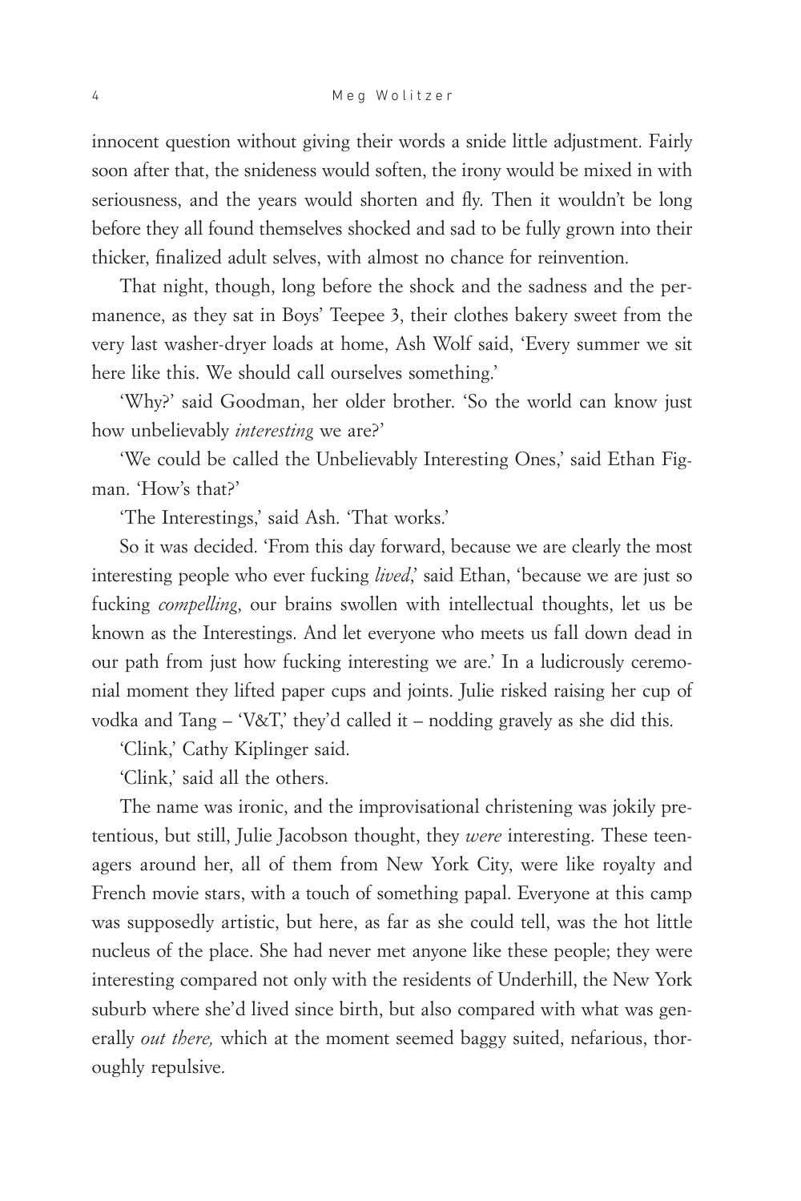innocent question without giving their words a snide little adjustment. Fairly soon after that, the snideness would soften, the irony would be mixed in with seriousness, and the years would shorten and fly. Then it wouldn't be long before they all found themselves shocked and sad to be fully grown into their thicker, finalized adult selves, with almost no chance for reinvention.

That night, though, long before the shock and the sadness and the permanence, as they sat in Boys' Teepee 3, their clothes bakery sweet from the very last washer-dryer loads at home, Ash Wolf said, 'Every summer we sit here like this. We should call ourselves something.'

'Why?' said Goodman, her older brother. 'So the world can know just how unbelievably *interesting* we are?'

'We could be called the Unbelievably Interesting Ones,' said Ethan Figman. 'How's that?'

'The Interestings,' said Ash. 'That works.'

So it was decided. 'From this day forward, because we are clearly the most interesting people who ever fucking *lived*,' said Ethan, 'because we are just so fucking *compelling*, our brains swollen with intellectual thoughts, let us be known as the Interestings. And let everyone who meets us fall down dead in our path from just how fucking interesting we are.' In a ludicrously ceremonial moment they lifted paper cups and joints. Julie risked raising her cup of vodka and Tang – 'V&T,' they'd called it – nodding gravely as she did this.

'Clink,' Cathy Kiplinger said.

'Clink,' said all the others.

The name was ironic, and the improvisational christening was jokily pretentious, but still, Julie Jacobson thought, they *were* interesting. These teenagers around her, all of them from New York City, were like royalty and French movie stars, with a touch of something papal. Everyone at this camp was supposedly artistic, but here, as far as she could tell, was the hot little nucleus of the place. She had never met anyone like these people; they were interesting compared not only with the residents of Underhill, the New York suburb where she'd lived since birth, but also compared with what was generally *out there,* which at the moment seemed baggy suited, nefarious, thoroughly repulsive.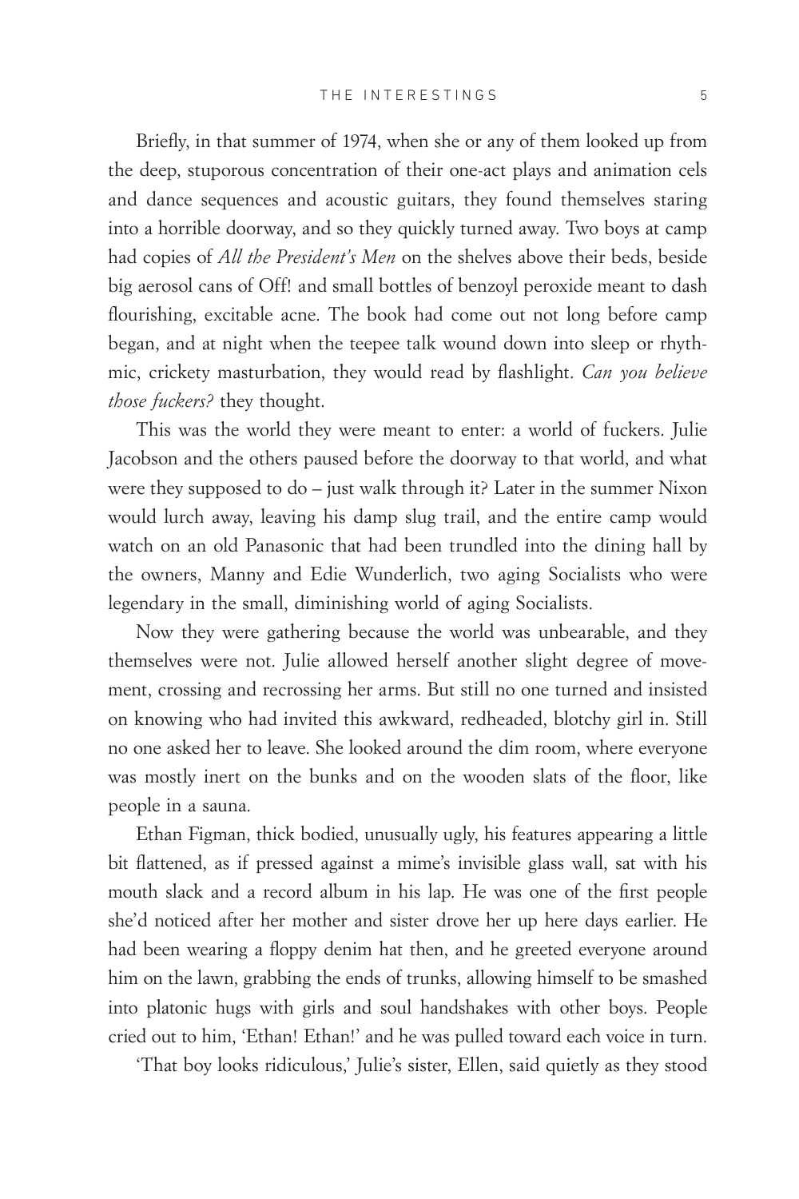Briefly, in that summer of 1974, when she or any of them looked up from the deep, stuporous concentration of their one-act plays and animation cels and dance sequences and acoustic guitars, they found themselves staring into a horrible doorway, and so they quickly turned away. Two boys at camp had copies of *All the President's Men* on the shelves above their beds, beside big aerosol cans of Off! and small bottles of benzoyl peroxide meant to dash flourishing, excitable acne. The book had come out not long before camp began, and at night when the teepee talk wound down into sleep or rhythmic, crickety masturbation, they would read by flashlight. *Can you believe those fuckers?* they thought.

This was the world they were meant to enter: a world of fuckers. Julie Jacobson and the others paused before the doorway to that world, and what were they supposed to do – just walk through it? Later in the summer Nixon would lurch away, leaving his damp slug trail, and the entire camp would watch on an old Panasonic that had been trundled into the dining hall by the owners, Manny and Edie Wunderlich, two aging Socialists who were legendary in the small, diminishing world of aging Socialists.

Now they were gathering because the world was unbearable, and they themselves were not. Julie allowed herself another slight degree of movement, crossing and recrossing her arms. But still no one turned and insisted on knowing who had invited this awkward, redheaded, blotchy girl in. Still no one asked her to leave. She looked around the dim room, where everyone was mostly inert on the bunks and on the wooden slats of the floor, like people in a sauna.

Ethan Figman, thick bodied, unusually ugly, his features appearing a little bit flattened, as if pressed against a mime's invisible glass wall, sat with his mouth slack and a record album in his lap. He was one of the first people she'd noticed after her mother and sister drove her up here days earlier. He had been wearing a floppy denim hat then, and he greeted everyone around him on the lawn, grabbing the ends of trunks, allowing himself to be smashed into platonic hugs with girls and soul handshakes with other boys. People cried out to him, 'Ethan! Ethan!' and he was pulled toward each voice in turn.

'That boy looks ridiculous,' Julie's sister, Ellen, said quietly as they stood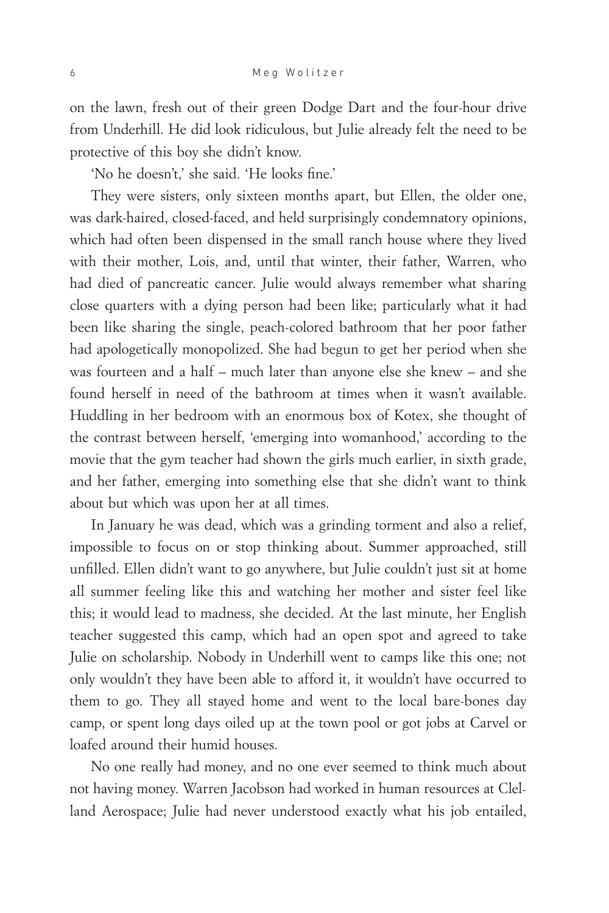on the lawn, fresh out of their green Dodge Dart and the four-hour drive from Underhill. He did look ridiculous, but Julie already felt the need to be protective of this boy she didn't know.

'No he doesn't,' she said. 'He looks fine.'

They were sisters, only sixteen months apart, but Ellen, the older one, was dark-haired, closed-faced, and held surprisingly condemnatory opinions, which had often been dispensed in the small ranch house where they lived with their mother, Lois, and, until that winter, their father, Warren, who had died of pancreatic cancer. Julie would always remember what sharing close quarters with a dying person had been like; particularly what it had been like sharing the single, peach-colored bathroom that her poor father had apologetically monopolized. She had begun to get her period when she was fourteen and a half – much later than anyone else she knew – and she found herself in need of the bathroom at times when it wasn't available. Huddling in her bedroom with an enormous box of Kotex, she thought of the contrast between herself, 'emerging into womanhood,' according to the movie that the gym teacher had shown the girls much earlier, in sixth grade, and her father, emerging into something else that she didn't want to think about but which was upon her at all times.

In January he was dead, which was a grinding torment and also a relief, impossible to focus on or stop thinking about. Summer approached, still unfilled. Ellen didn't want to go anywhere, but Julie couldn't just sit at home all summer feeling like this and watching her mother and sister feel like this; it would lead to madness, she decided. At the last minute, her English teacher suggested this camp, which had an open spot and agreed to take Julie on scholarship. Nobody in Underhill went to camps like this one; not only wouldn't they have been able to afford it, it wouldn't have occurred to them to go. They all stayed home and went to the local bare-bones day camp, or spent long days oiled up at the town pool or got jobs at Carvel or loafed around their humid houses.

No one really had money, and no one ever seemed to think much about not having money. Warren Jacobson had worked in human resources at Clelland Aerospace; Julie had never understood exactly what his job entailed,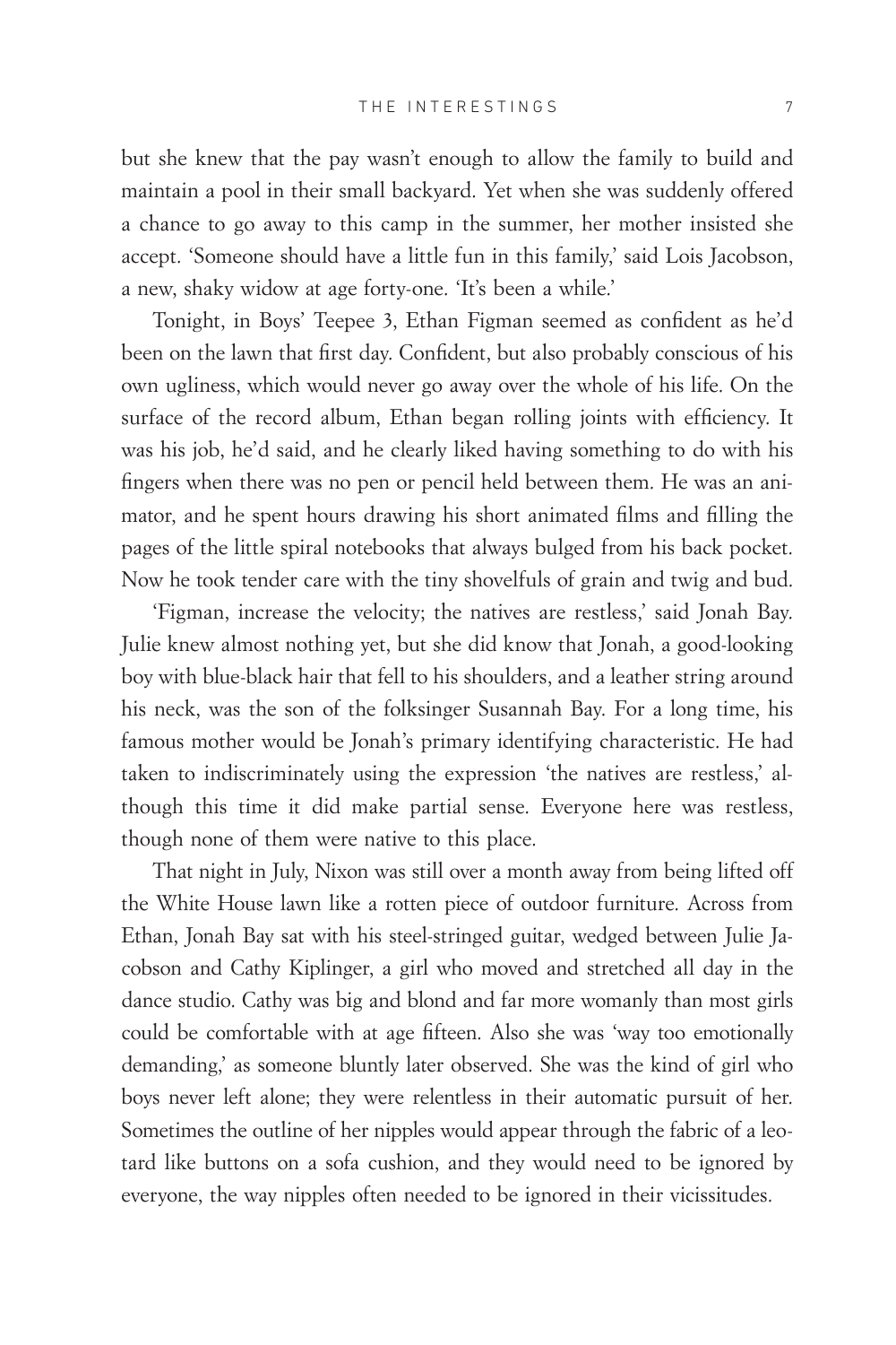but she knew that the pay wasn't enough to allow the family to build and maintain a pool in their small backyard. Yet when she was suddenly offered a chance to go away to this camp in the summer, her mother insisted she accept. 'Someone should have a little fun in this family,' said Lois Jacobson, a new, shaky widow at age forty-one. 'It's been a while.'

Tonight, in Boys' Teepee 3, Ethan Figman seemed as confident as he'd been on the lawn that first day. Confident, but also probably conscious of his own ugliness, which would never go away over the whole of his life. On the surface of the record album, Ethan began rolling joints with efficiency. It was his job, he'd said, and he clearly liked having something to do with his fingers when there was no pen or pencil held between them. He was an animator, and he spent hours drawing his short animated films and filling the pages of the little spiral notebooks that always bulged from his back pocket. Now he took tender care with the tiny shovelfuls of grain and twig and bud.

'Figman, increase the velocity; the natives are restless,' said Jonah Bay. Julie knew almost nothing yet, but she did know that Jonah, a good-looking boy with blue-black hair that fell to his shoulders, and a leather string around his neck, was the son of the folksinger Susannah Bay. For a long time, his famous mother would be Jonah's primary identifying characteristic. He had taken to indiscriminately using the expression 'the natives are restless,' although this time it did make partial sense. Everyone here was restless, though none of them were native to this place.

That night in July, Nixon was still over a month away from being lifted off the White House lawn like a rotten piece of outdoor furniture. Across from Ethan, Jonah Bay sat with his steel-stringed guitar, wedged between Julie Jacobson and Cathy Kiplinger, a girl who moved and stretched all day in the dance studio. Cathy was big and blond and far more womanly than most girls could be comfortable with at age fifteen. Also she was 'way too emotionally demanding,' as someone bluntly later observed. She was the kind of girl who boys never left alone; they were relentless in their automatic pursuit of her. Sometimes the outline of her nipples would appear through the fabric of a leotard like buttons on a sofa cushion, and they would need to be ignored by everyone, the way nipples often needed to be ignored in their vicissitudes.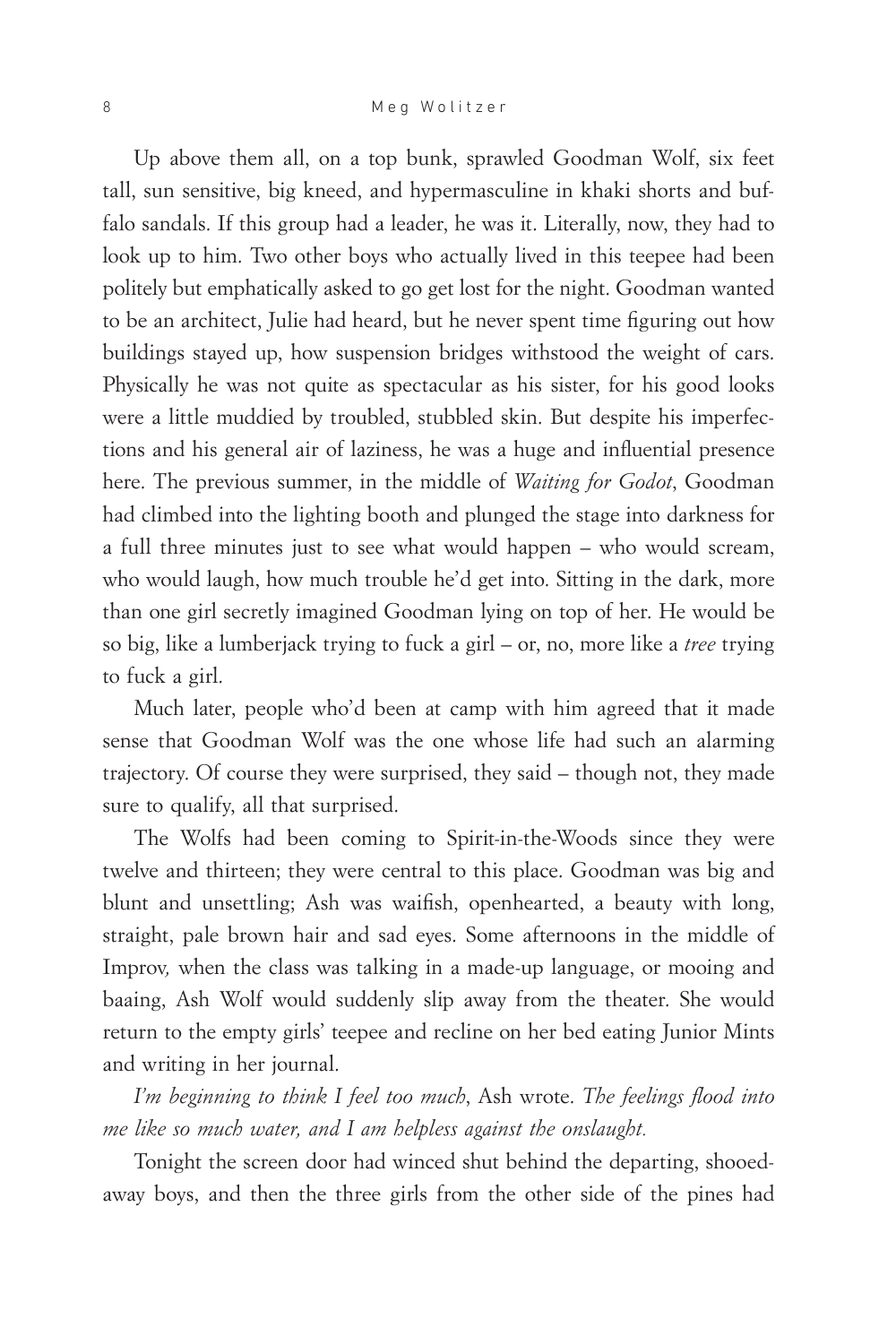Up above them all, on a top bunk, sprawled Goodman Wolf, six feet tall, sun sensitive, big kneed, and hypermasculine in khaki shorts and buffalo sandals. If this group had a leader, he was it. Literally, now, they had to look up to him. Two other boys who actually lived in this teepee had been politely but emphatically asked to go get lost for the night. Goodman wanted to be an architect, Julie had heard, but he never spent time figuring out how buildings stayed up, how suspension bridges withstood the weight of cars. Physically he was not quite as spectacular as his sister, for his good looks were a little muddied by troubled, stubbled skin. But despite his imperfections and his general air of laziness, he was a huge and influential presence here. The previous summer, in the middle of *Waiting for Godot*, Goodman had climbed into the lighting booth and plunged the stage into darkness for a full three minutes just to see what would happen – who would scream, who would laugh, how much trouble he'd get into. Sitting in the dark, more than one girl secretly imagined Goodman lying on top of her. He would be so big, like a lumberjack trying to fuck a girl – or, no, more like a *tree* trying to fuck a girl.

Much later, people who'd been at camp with him agreed that it made sense that Goodman Wolf was the one whose life had such an alarming trajectory. Of course they were surprised, they said – though not, they made sure to qualify, all that surprised.

The Wolfs had been coming to Spirit-in-the-Woods since they were twelve and thirteen; they were central to this place. Goodman was big and blunt and unsettling; Ash was waifish, openhearted, a beauty with long, straight, pale brown hair and sad eyes. Some afternoons in the middle of Improv, when the class was talking in a made-up language, or mooing and baaing, Ash Wolf would suddenly slip away from the theater. She would return to the empty girls' teepee and recline on her bed eating Junior Mints and writing in her journal.

*I'm beginning to think I feel too much*, Ash wrote. *The feelings flood into me like so much water, and I am helpless against the onslaught.*

Tonight the screen door had winced shut behind the departing, shooed-away boys, and then the three girls from the other side of the pines had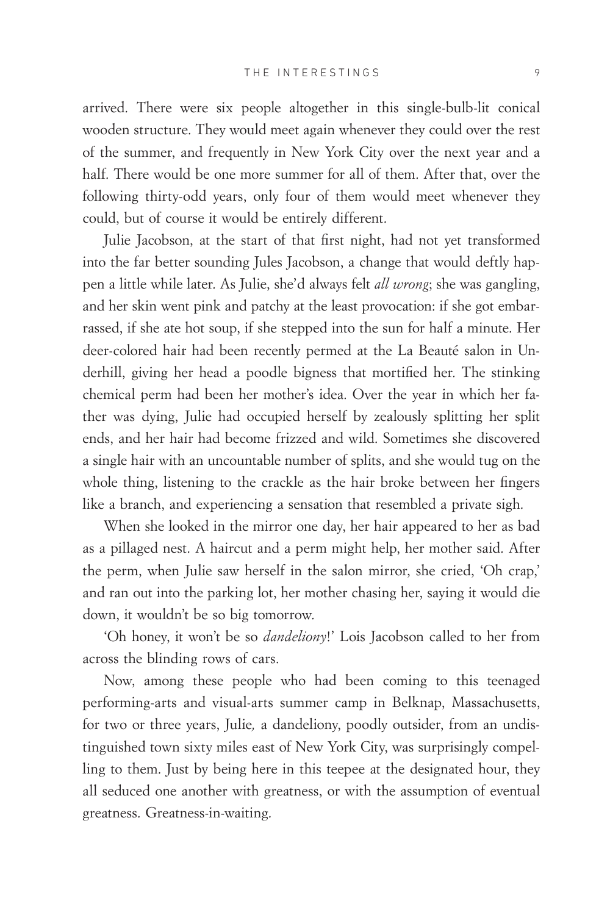arrived. There were six people altogether in this single-bulb-lit conical wooden structure. They would meet again whenever they could over the rest of the summer, and frequently in New York City over the next year and a half. There would be one more summer for all of them. After that, over the following thirty-odd years, only four of them would meet whenever they could, but of course it would be entirely different.

Julie Jacobson, at the start of that first night, had not yet transformed into the far better sounding Jules Jacobson, a change that would deftly happen a little while later. As Julie, she'd always felt *all wrong*; she was gangling, and her skin went pink and patchy at the least provocation: if she got embarrassed, if she ate hot soup, if she stepped into the sun for half a minute. Her deer-colored hair had been recently permed at the La Beauté salon in Underhill, giving her head a poodle bigness that mortified her. The stinking chemical perm had been her mother's idea. Over the year in which her father was dying, Julie had occupied herself by zealously splitting her split ends, and her hair had become frizzed and wild. Sometimes she discovered a single hair with an uncountable number of splits, and she would tug on the whole thing, listening to the crackle as the hair broke between her fingers like a branch, and experiencing a sensation that resembled a private sigh.

When she looked in the mirror one day, her hair appeared to her as bad as a pillaged nest. A haircut and a perm might help, her mother said. After the perm, when Julie saw herself in the salon mirror, she cried, 'Oh crap,' and ran out into the parking lot, her mother chasing her, saying it would die down, it wouldn't be so big tomorrow.

'Oh honey, it won't be so *dandeliony*!' Lois Jacobson called to her from across the blinding rows of cars.

Now, among these people who had been coming to this teenaged performing-arts and visual-arts summer camp in Belknap, Massachusetts, for two or three years, Julie, a dandeliony, poodly outsider, from an undistinguished town sixty miles east of New York City, was surprisingly compelling to them. Just by being here in this teepee at the designated hour, they all seduced one another with greatness, or with the assumption of eventual greatness. Greatness-in-waiting.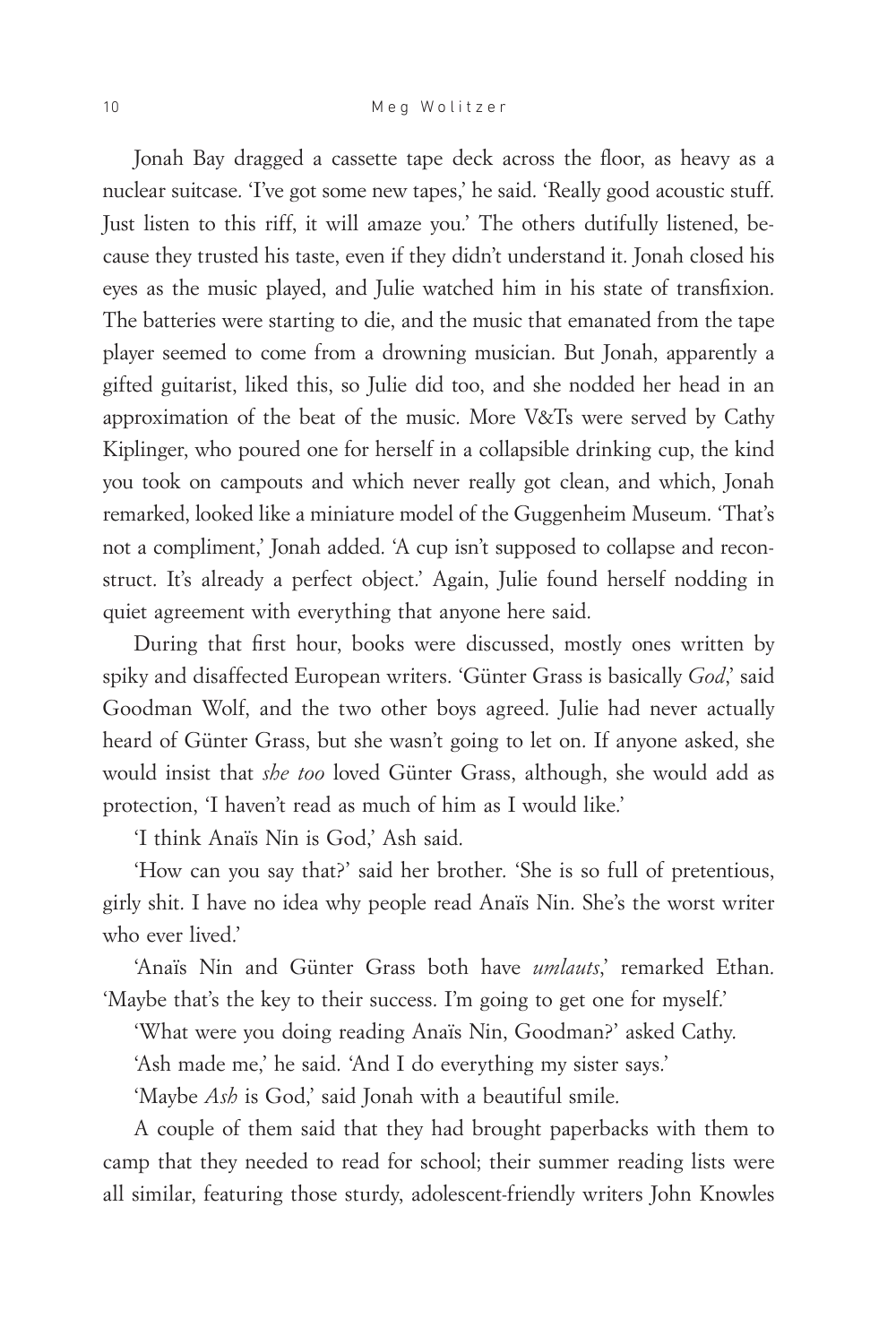Jonah Bay dragged a cassette tape deck across the floor, as heavy as a nuclear suitcase. 'I've got some new tapes,' he said. 'Really good acoustic stuff. Just listen to this riff, it will amaze you.' The others dutifully listened, because they trusted his taste, even if they didn't understand it. Jonah closed his eyes as the music played, and Julie watched him in his state of transfixion. The batteries were starting to die, and the music that emanated from the tape player seemed to come from a drowning musician. But Jonah, apparently a gifted guitarist, liked this, so Julie did too, and she nodded her head in an approximation of the beat of the music. More V&Ts were served by Cathy Kiplinger, who poured one for herself in a collapsible drinking cup, the kind you took on campouts and which never really got clean, and which, Jonah remarked, looked like a miniature model of the Guggenheim Museum. 'That's not a compliment,' Jonah added. 'A cup isn't supposed to collapse and reconstruct. It's already a perfect object.' Again, Julie found herself nodding in quiet agreement with everything that anyone here said.

During that first hour, books were discussed, mostly ones written by spiky and disaffected European writers. 'Günter Grass is basically *God*,' said Goodman Wolf, and the two other boys agreed. Julie had never actually heard of Günter Grass, but she wasn't going to let on. If anyone asked, she would insist that *she too* loved Günter Grass, although, she would add as protection, 'I haven't read as much of him as I would like.'

'I think Anaïs Nin is God,' Ash said.

'How can you say that?' said her brother. 'She is so full of pretentious, girly shit. I have no idea why people read Anaïs Nin. She's the worst writer who ever lived.'

'Anaïs Nin and Günter Grass both have *umlauts*,' remarked Ethan. 'Maybe that's the key to their success. I'm going to get one for myself.'

'What were you doing reading Anaïs Nin, Goodman?' asked Cathy.

'Ash made me,' he said. 'And I do everything my sister says.'

'Maybe *Ash* is God,' said Jonah with a beautiful smile.

A couple of them said that they had brought paperbacks with them to camp that they needed to read for school; their summer reading lists were all similar, featuring those sturdy, adolescent-friendly writers John Knowles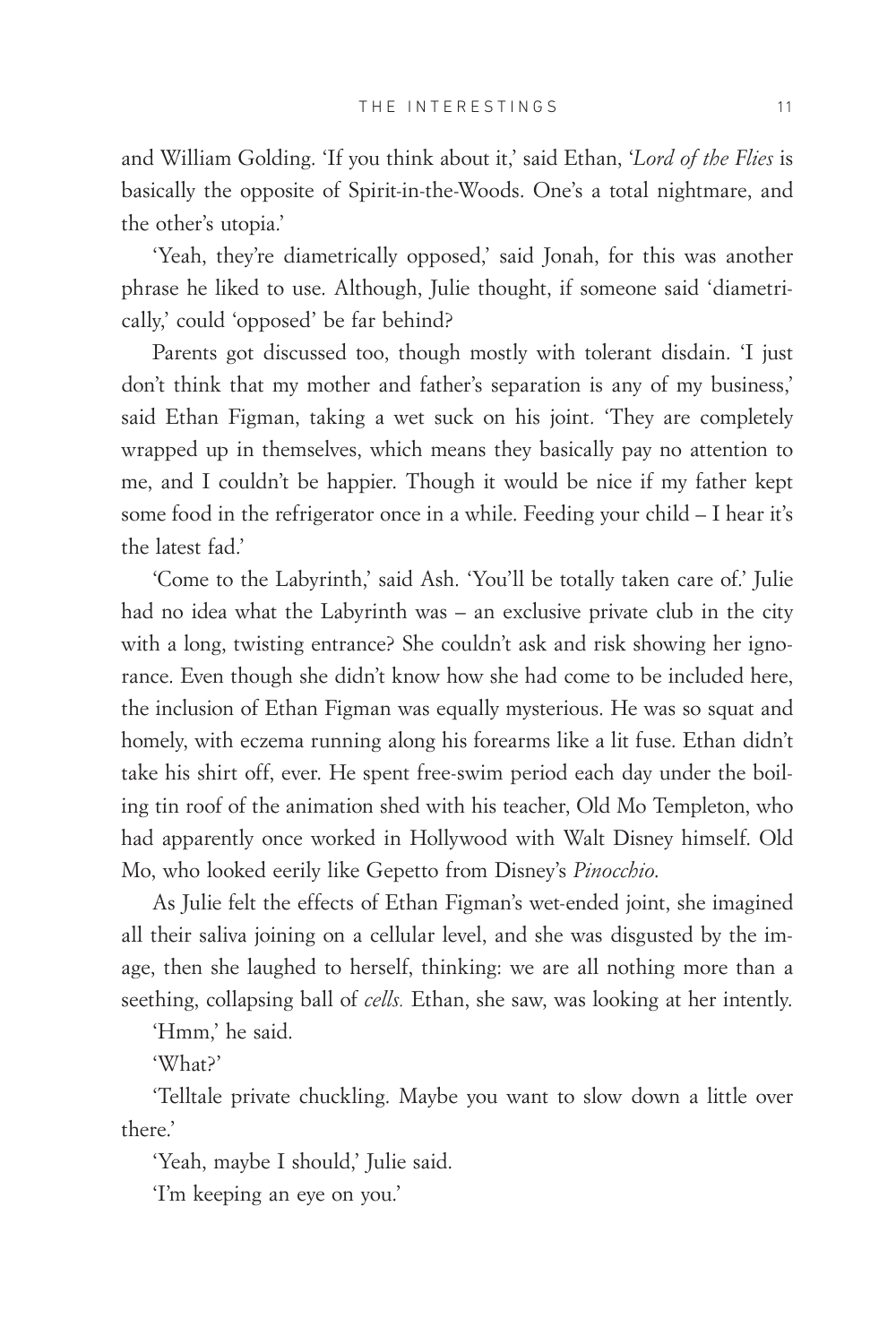and William Golding. 'If you think about it,' said Ethan, '*Lord of the Flies* is basically the opposite of Spirit-in-the-Woods. One's a total nightmare, and the other's utopia.'

'Yeah, they're diametrically opposed,' said Jonah, for this was another phrase he liked to use. Although, Julie thought, if someone said 'diametrically,' could 'opposed' be far behind?

Parents got discussed too, though mostly with tolerant disdain. 'I just don't think that my mother and father's separation is any of my business,' said Ethan Figman, taking a wet suck on his joint. 'They are completely wrapped up in themselves, which means they basically pay no attention to me, and I couldn't be happier. Though it would be nice if my father kept some food in the refrigerator once in a while. Feeding your child – I hear it's the latest fad.'

'Come to the Labyrinth,' said Ash. 'You'll be totally taken care of.' Julie had no idea what the Labyrinth was – an exclusive private club in the city with a long, twisting entrance? She couldn't ask and risk showing her ignorance. Even though she didn't know how she had come to be included here, the inclusion of Ethan Figman was equally mysterious. He was so squat and homely, with eczema running along his forearms like a lit fuse. Ethan didn't take his shirt off, ever. He spent free-swim period each day under the boiling tin roof of the animation shed with his teacher, Old Mo Templeton, who had apparently once worked in Hollywood with Walt Disney himself. Old Mo, who looked eerily like Gepetto from Disney's *Pinocchio.*

As Julie felt the effects of Ethan Figman's wet-ended joint, she imagined all their saliva joining on a cellular level, and she was disgusted by the image, then she laughed to herself, thinking: we are all nothing more than a seething, collapsing ball of *cells.* Ethan, she saw, was looking at her intently.

'Hmm,' he said.

'What?'

'Telltale private chuckling. Maybe you want to slow down a little over there.'

'Yeah, maybe I should,' Julie said.

'I'm keeping an eye on you.'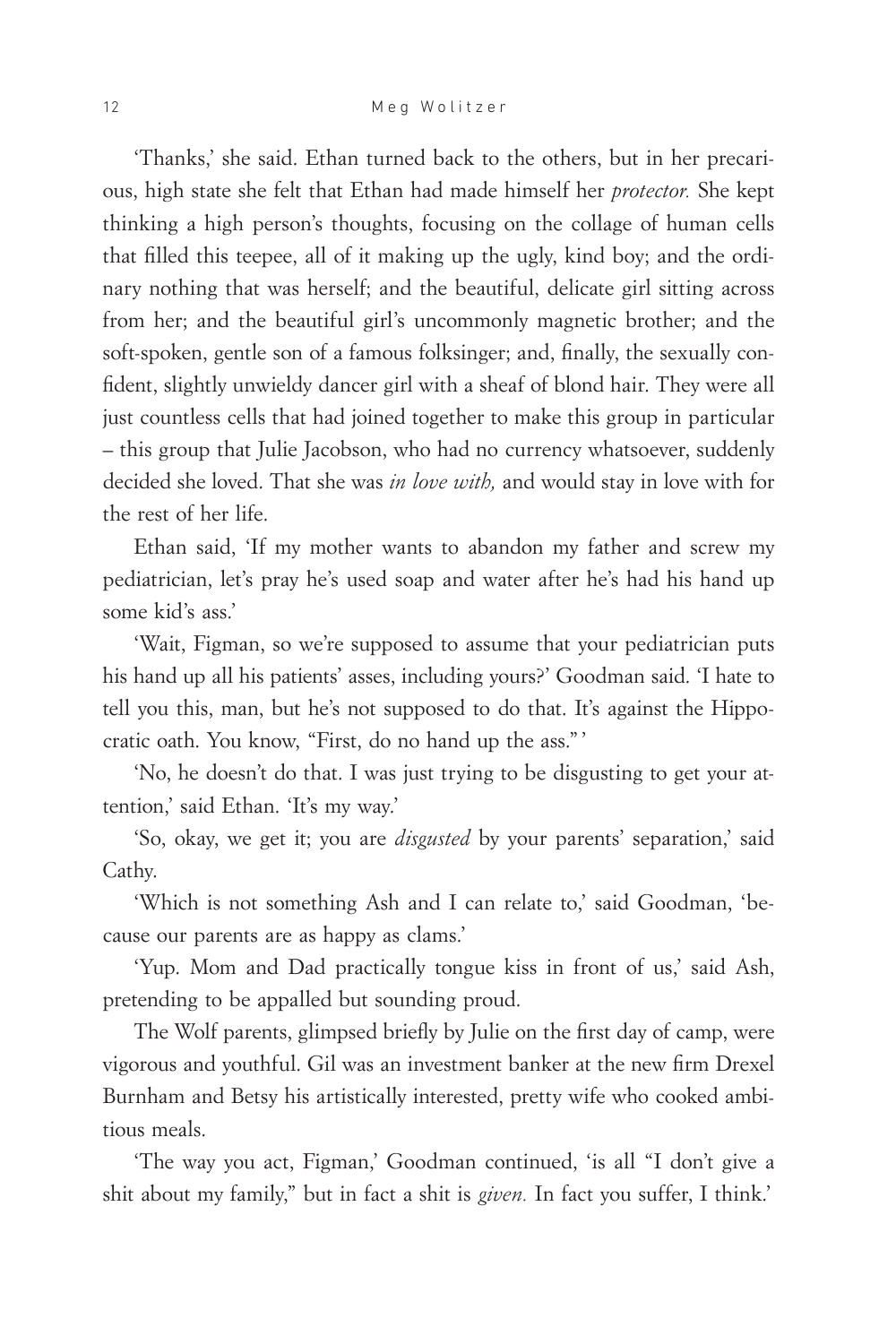'Thanks,' she said. Ethan turned back to the others, but in her precarious, high state she felt that Ethan had made himself her *protector.* She kept thinking a high person's thoughts, focusing on the collage of human cells that filled this teepee, all of it making up the ugly, kind boy; and the ordinary nothing that was herself; and the beautiful, delicate girl sitting across from her; and the beautiful girl's uncommonly magnetic brother; and the soft-spoken, gentle son of a famous folksinger; and, finally, the sexually confident, slightly unwieldy dancer girl with a sheaf of blond hair. They were all just countless cells that had joined together to make this group in particular – this group that Julie Jacobson, who had no currency whatsoever, suddenly decided she loved. That she was *in love with,* and would stay in love with for the rest of her life.

Ethan said, 'If my mother wants to abandon my father and screw my pediatrician, let's pray he's used soap and water after he's had his hand up some kid's ass.'

'Wait, Figman, so we're supposed to assume that your pediatrician puts his hand up all his patients' asses, including yours?' Goodman said. 'I hate to tell you this, man, but he's not supposed to do that. It's against the Hippocratic oath. You know, "First, do no hand up the ass."'

'No, he doesn't do that. I was just trying to be disgusting to get your attention,' said Ethan. 'It's my way.'

'So, okay, we get it; you are *disgusted* by your parents' separation,' said Cathy.

'Which is not something Ash and I can relate to,' said Goodman, 'because our parents are as happy as clams.'

'Yup. Mom and Dad practically tongue kiss in front of us,' said Ash, pretending to be appalled but sounding proud.

The Wolf parents, glimpsed briefly by Julie on the first day of camp, were vigorous and youthful. Gil was an investment banker at the new firm Drexel Burnham and Betsy his artistically interested, pretty wife who cooked ambitious meals.

'The way you act, Figman,' Goodman continued, 'is all "I don't give a shit about my family," but in fact a shit is *given.* In fact you suffer, I think.'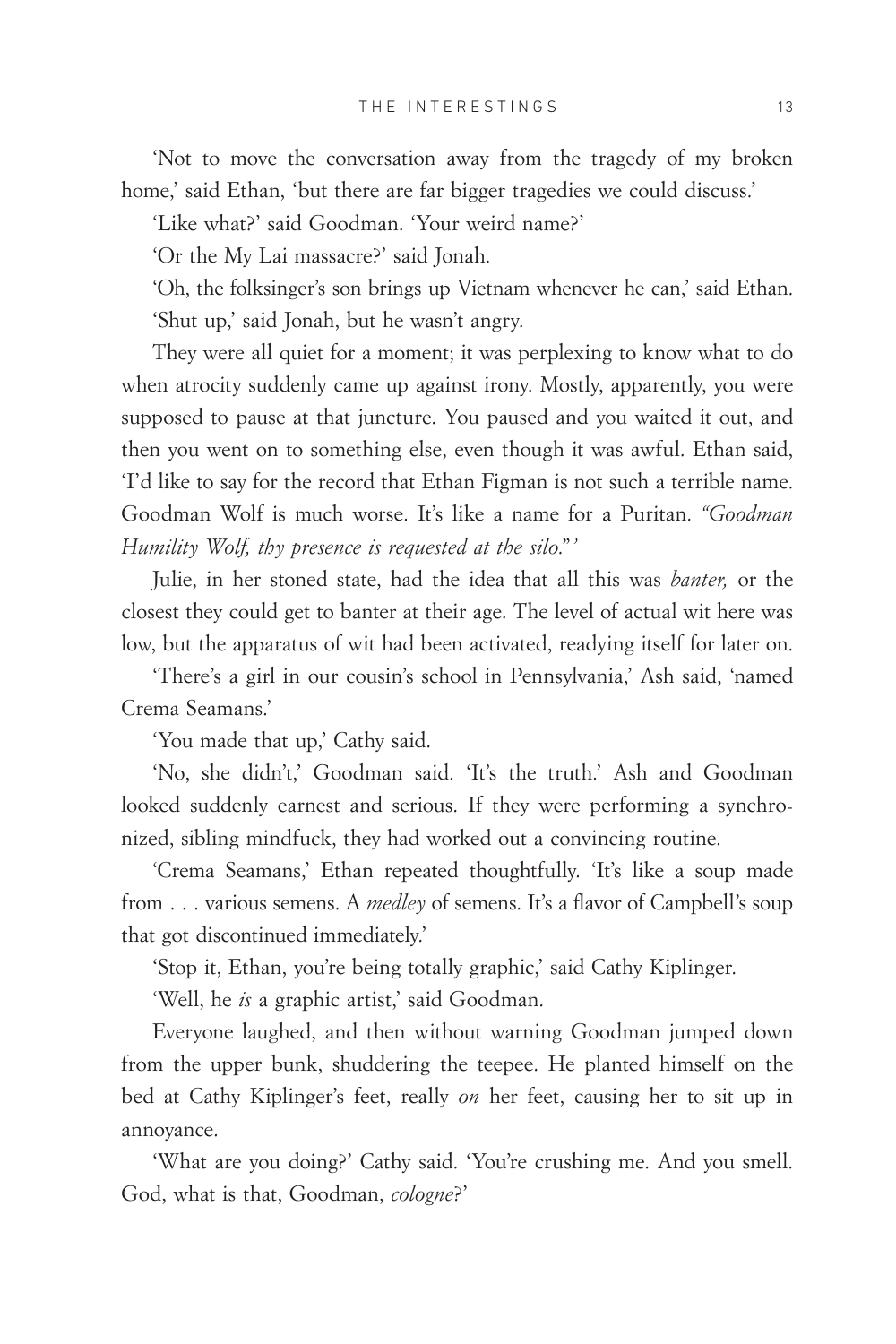'Not to move the conversation away from the tragedy of my broken home,' said Ethan, 'but there are far bigger tragedies we could discuss.'

'Like what?' said Goodman. 'Your weird name?'

'Or the My Lai massacre?' said Jonah.

'Oh, the folksinger's son brings up Vietnam whenever he can,' said Ethan.

'Shut up,' said Jonah, but he wasn't angry.

They were all quiet for a moment; it was perplexing to know what to do when atrocity suddenly came up against irony. Mostly, apparently, you were supposed to pause at that juncture. You paused and you waited it out, and then you went on to something else, even though it was awful. Ethan said, 'I'd like to say for the record that Ethan Figman is not such a terrible name. Goodman Wolf is much worse. It's like a name for a Puritan. *"Goodman Humility Wolf, thy presence is requested at the silo."*'

Julie, in her stoned state, had the idea that all this was *banter,* or the closest they could get to banter at their age. The level of actual wit here was low, but the apparatus of wit had been activated, readying itself for later on.

'There's a girl in our cousin's school in Pennsylvania,' Ash said, 'named Crema Seamans.'

'You made that up,' Cathy said.

'No, she didn't,' Goodman said. 'It's the truth.' Ash and Goodman looked suddenly earnest and serious. If they were performing a synchronized, sibling mindfuck, they had worked out a convincing routine.

'Crema Seamans,' Ethan repeated thoughtfully. 'It's like a soup made from . . . various semens. A *medley* of semens. It's a flavor of Campbell's soup that got discontinued immediately.'

'Stop it, Ethan, you're being totally graphic,' said Cathy Kiplinger.

'Well, he *is* a graphic artist,' said Goodman.

Everyone laughed, and then without warning Goodman jumped down from the upper bunk, shuddering the teepee. He planted himself on the bed at Cathy Kiplinger's feet, really *on* her feet, causing her to sit up in annoyance.

'What are you doing?' Cathy said. 'You're crushing me. And you smell. God, what is that, Goodman, *cologne*?'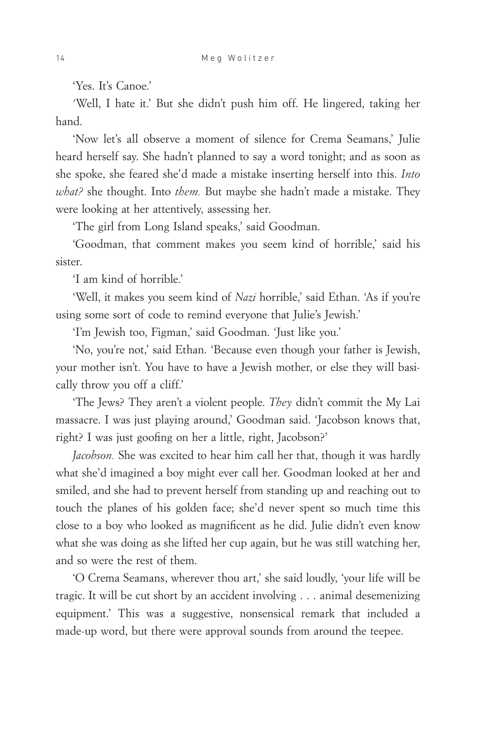'Yes. It's Canoe.'

'Well, I hate it.' But she didn't push him off. He lingered, taking her hand.

'Now let's all observe a moment of silence for Crema Seamans,' Julie heard herself say. She hadn't planned to say a word tonight; and as soon as she spoke, she feared she'd made a mistake inserting herself into this. *Into what?* she thought. Into *them.* But maybe she hadn't made a mistake. They were looking at her attentively, assessing her.

'The girl from Long Island speaks,' said Goodman.

'Goodman, that comment makes you seem kind of horrible,' said his sister.

'I am kind of horrible.'

'Well, it makes you seem kind of *Nazi* horrible,' said Ethan. 'As if you're using some sort of code to remind everyone that Julie's Jewish.'

'I'm Jewish too, Figman,' said Goodman. 'Just like you.'

'No, you're not,' said Ethan. 'Because even though your father is Jewish, your mother isn't. You have to have a Jewish mother, or else they will basically throw you off a cliff.'

'The Jews? They aren't a violent people. *They* didn't commit the My Lai massacre. I was just playing around,' Goodman said. 'Jacobson knows that, right? I was just goofing on her a little, right, Jacobson?'

*Jacobson.* She was excited to hear him call her that, though it was hardly what she'd imagined a boy might ever call her. Goodman looked at her and smiled, and she had to prevent herself from standing up and reaching out to touch the planes of his golden face; she'd never spent so much time this close to a boy who looked as magnificent as he did. Julie didn't even know what she was doing as she lifted her cup again, but he was still watching her, and so were the rest of them.

'O Crema Seamans, wherever thou art,' she said loudly, 'your life will be tragic. It will be cut short by an accident involving . . . animal desemenizing equipment.' This was a suggestive, nonsensical remark that included a made-up word, but there were approval sounds from around the teepee.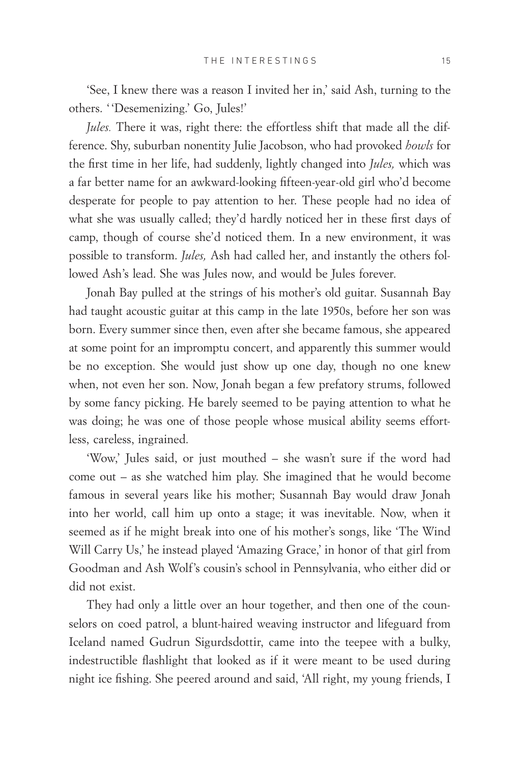'See, I knew there was a reason I invited her in,' said Ash, turning to the others. ''Desemenizing.' Go, Jules!'

*Jules.* There it was, right there: the effortless shift that made all the difference. Shy, suburban nonentity Julie Jacobson, who had provoked *howls* for the first time in her life, had suddenly, lightly changed into *Jules,* which was a far better name for an awkward-looking fifteen-year-old girl who'd become desperate for people to pay attention to her. These people had no idea of what she was usually called; they'd hardly noticed her in these first days of camp, though of course she'd noticed them. In a new environment, it was possible to transform. *Jules,* Ash had called her, and instantly the others followed Ash's lead. She was Jules now, and would be Jules forever.

Jonah Bay pulled at the strings of his mother's old guitar. Susannah Bay had taught acoustic guitar at this camp in the late 1950s, before her son was born. Every summer since then, even after she became famous, she appeared at some point for an impromptu concert, and apparently this summer would be no exception. She would just show up one day, though no one knew when, not even her son. Now, Jonah began a few prefatory strums, followed by some fancy picking. He barely seemed to be paying attention to what he was doing; he was one of those people whose musical ability seems effortless, careless, ingrained.

'Wow,' Jules said, or just mouthed – she wasn't sure if the word had come out – as she watched him play. She imagined that he would become famous in several years like his mother; Susannah Bay would draw Jonah into her world, call him up onto a stage; it was inevitable. Now, when it seemed as if he might break into one of his mother's songs, like 'The Wind Will Carry Us,' he instead played 'Amazing Grace,' in honor of that girl from Goodman and Ash Wolf's cousin's school in Pennsylvania, who either did or did not exist.

They had only a little over an hour together, and then one of the counselors on coed patrol, a blunt-haired weaving instructor and lifeguard from Iceland named Gudrun Sigurdsdottir, came into the teepee with a bulky, indestructible flashlight that looked as if it were meant to be used during night ice fishing. She peered around and said, 'All right, my young friends, I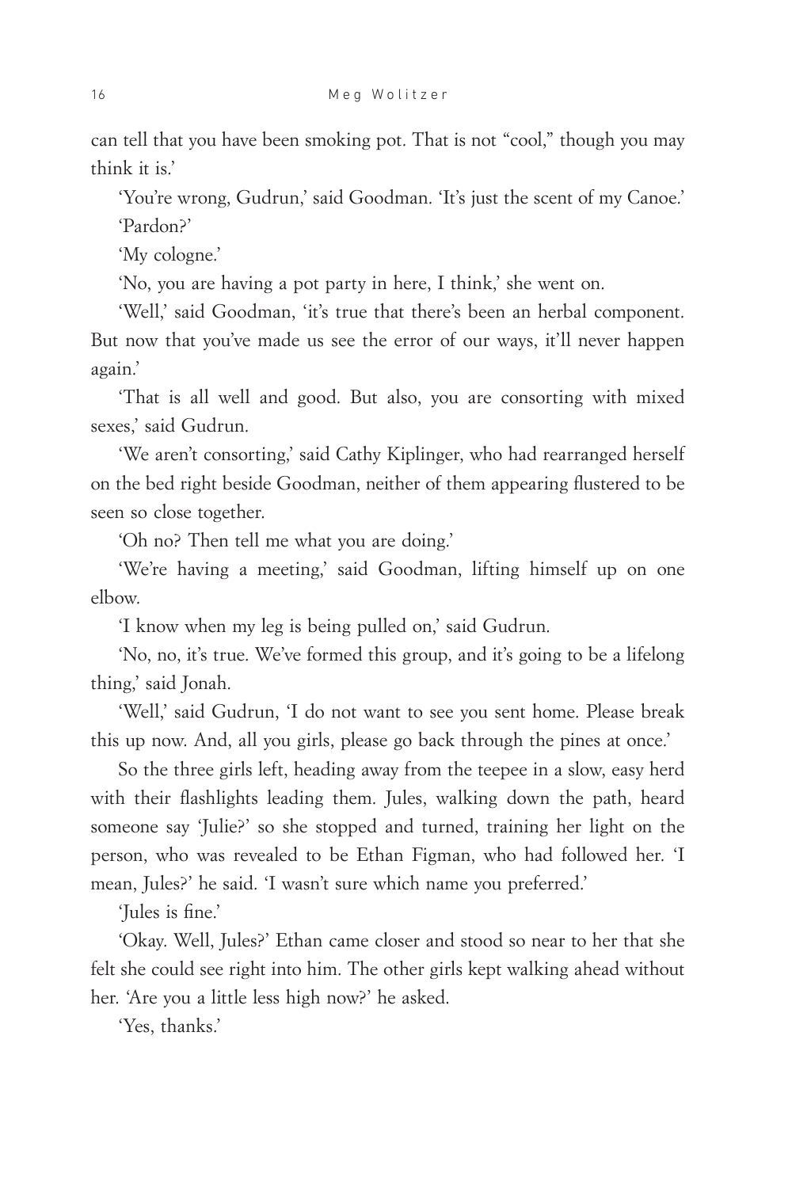can tell that you have been smoking pot. That is not "cool," though you may think it is.'

'You're wrong, Gudrun,' said Goodman. 'It's just the scent of my Canoe.'

'Pardon?'

'My cologne.'

'No, you are having a pot party in here, I think,' she went on.

'Well,' said Goodman, 'it's true that there's been an herbal component. But now that you've made us see the error of our ways, it'll never happen again.'

'That is all well and good. But also, you are consorting with mixed sexes,' said Gudrun.

'We aren't consorting,' said Cathy Kiplinger, who had rearranged herself on the bed right beside Goodman, neither of them appearing flustered to be seen so close together.

'Oh no? Then tell me what you are doing.'

'We're having a meeting,' said Goodman, lifting himself up on one elbow.

'I know when my leg is being pulled on,' said Gudrun.

'No, no, it's true. We've formed this group, and it's going to be a lifelong thing,' said Jonah.

'Well,' said Gudrun, 'I do not want to see you sent home. Please break this up now. And, all you girls, please go back through the pines at once.'

So the three girls left, heading away from the teepee in a slow, easy herd with their flashlights leading them. Jules, walking down the path, heard someone say 'Julie?' so she stopped and turned, training her light on the person, who was revealed to be Ethan Figman, who had followed her. 'I mean, Jules?' he said. 'I wasn't sure which name you preferred.'

'Jules is fine.'

'Okay. Well, Jules?' Ethan came closer and stood so near to her that she felt she could see right into him. The other girls kept walking ahead without her. 'Are you a little less high now?' he asked.

'Yes, thanks.'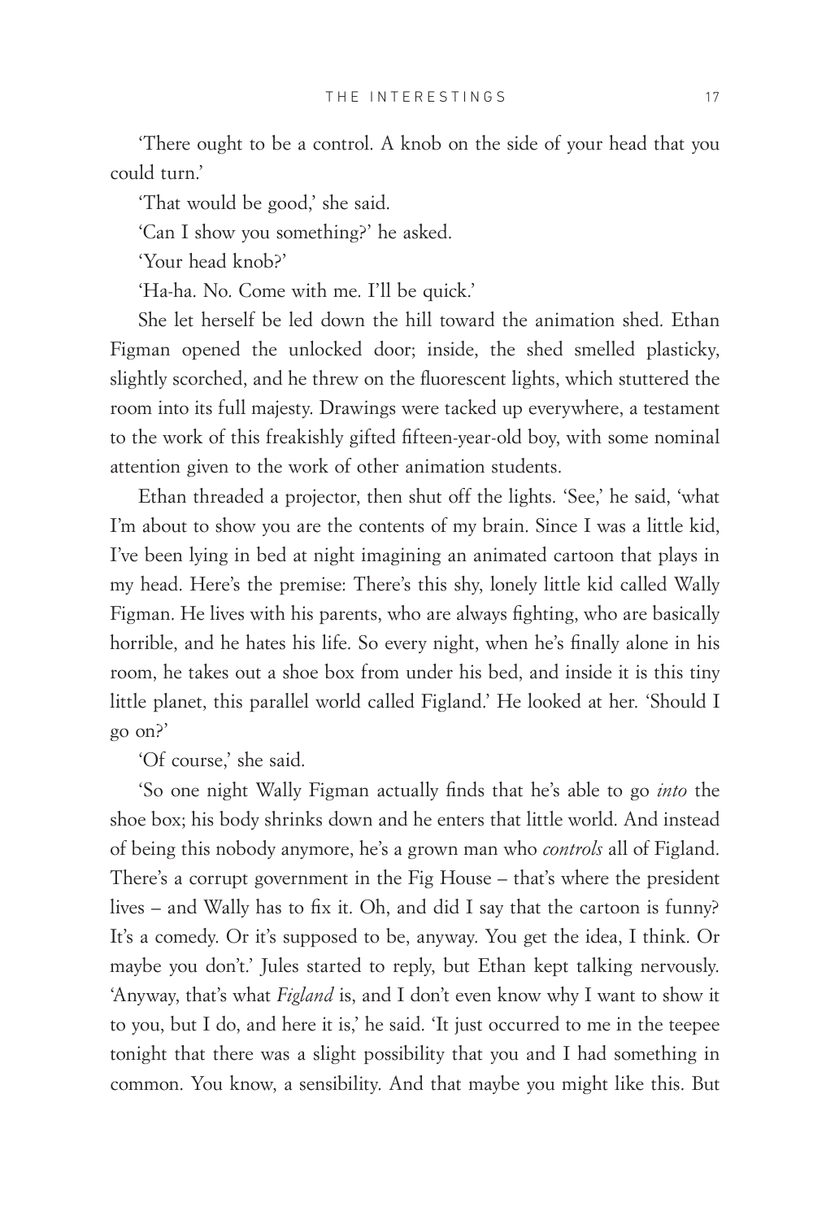'There ought to be a control. A knob on the side of your head that you could turn.'

'That would be good,' she said.

'Can I show you something?' he asked.

'Your head knob?'

'Ha-ha. No. Come with me. I'll be quick.'

She let herself be led down the hill toward the animation shed. Ethan Figman opened the unlocked door; inside, the shed smelled plasticky, slightly scorched, and he threw on the fluorescent lights, which stuttered the room into its full majesty. Drawings were tacked up everywhere, a testament to the work of this freakishly gifted fifteen-year-old boy, with some nominal attention given to the work of other animation students.

Ethan threaded a projector, then shut off the lights. 'See,' he said, 'what I'm about to show you are the contents of my brain. Since I was a little kid, I've been lying in bed at night imagining an animated cartoon that plays in my head. Here's the premise: There's this shy, lonely little kid called Wally Figman. He lives with his parents, who are always fighting, who are basically horrible, and he hates his life. So every night, when he's finally alone in his room, he takes out a shoe box from under his bed, and inside it is this tiny little planet, this parallel world called Figland.' He looked at her. 'Should I go on?'

'Of course,' she said.

'So one night Wally Figman actually finds that he's able to go *into* the shoe box; his body shrinks down and he enters that little world. And instead of being this nobody anymore, he's a grown man who *controls* all of Figland. There's a corrupt government in the Fig House – that's where the president lives – and Wally has to fix it. Oh, and did I say that the cartoon is funny? It's a comedy. Or it's supposed to be, anyway. You get the idea, I think. Or maybe you don't.' Jules started to reply, but Ethan kept talking nervously. 'Anyway, that's what *Figland* is, and I don't even know why I want to show it to you, but I do, and here it is,' he said. 'It just occurred to me in the teepee tonight that there was a slight possibility that you and I had something in common. You know, a sensibility. And that maybe you might like this. But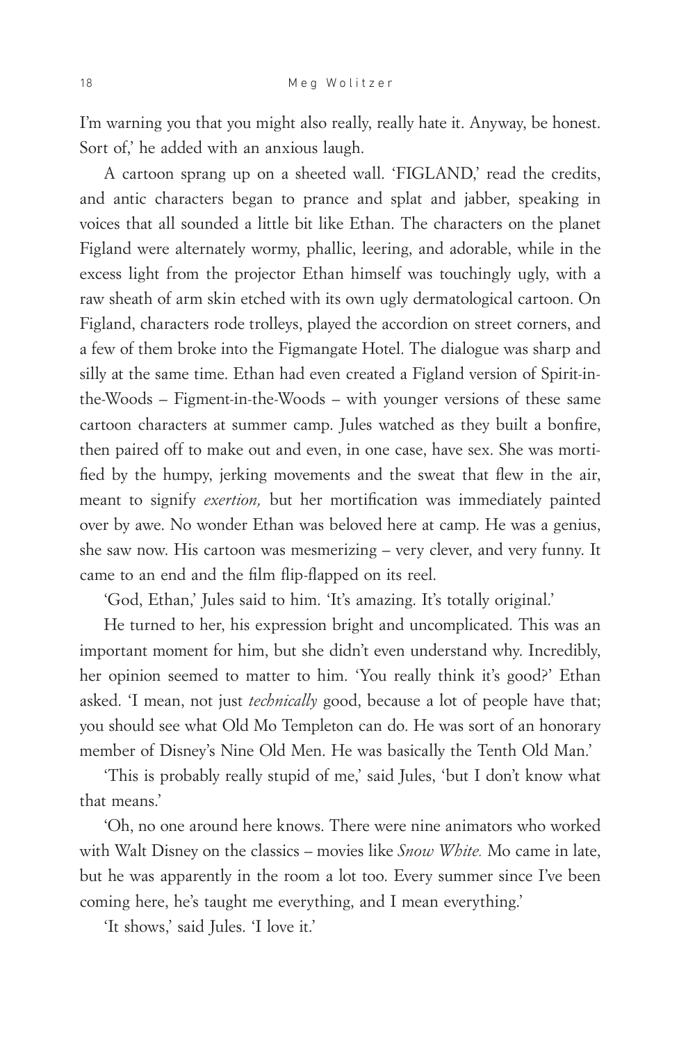I'm warning you that you might also really, really hate it. Anyway, be honest. Sort of,' he added with an anxious laugh.

A cartoon sprang up on a sheeted wall. 'FIGLAND,' read the credits, and antic characters began to prance and splat and jabber, speaking in voices that all sounded a little bit like Ethan. The characters on the planet Figland were alternately wormy, phallic, leering, and adorable, while in the excess light from the projector Ethan himself was touchingly ugly, with a raw sheath of arm skin etched with its own ugly dermatological cartoon. On Figland, characters rode trolleys, played the accordion on street corners, and a few of them broke into the Figmangate Hotel. The dialogue was sharp and silly at the same time. Ethan had even created a Figland version of Spirit-in-the-Woods – Figment-in-the-Woods – with younger versions of these same cartoon characters at summer camp. Jules watched as they built a bonfire, then paired off to make out and even, in one case, have sex. She was mortified by the humpy, jerking movements and the sweat that flew in the air, meant to signify *exertion,* but her mortification was immediately painted over by awe. No wonder Ethan was beloved here at camp. He was a genius, she saw now. His cartoon was mesmerizing – very clever, and very funny. It came to an end and the film flip-flapped on its reel.

'God, Ethan,' Jules said to him. 'It's amazing. It's totally original.'

He turned to her, his expression bright and uncomplicated. This was an important moment for him, but she didn't even understand why. Incredibly, her opinion seemed to matter to him. 'You really think it's good?' Ethan asked. 'I mean, not just *technically* good, because a lot of people have that; you should see what Old Mo Templeton can do. He was sort of an honorary member of Disney's Nine Old Men. He was basically the Tenth Old Man.'

'This is probably really stupid of me,' said Jules, 'but I don't know what that means.'

'Oh, no one around here knows. There were nine animators who worked with Walt Disney on the classics – movies like *Snow White.* Mo came in late, but he was apparently in the room a lot too. Every summer since I've been coming here, he's taught me everything, and I mean everything.'

'It shows,' said Jules. 'I love it.'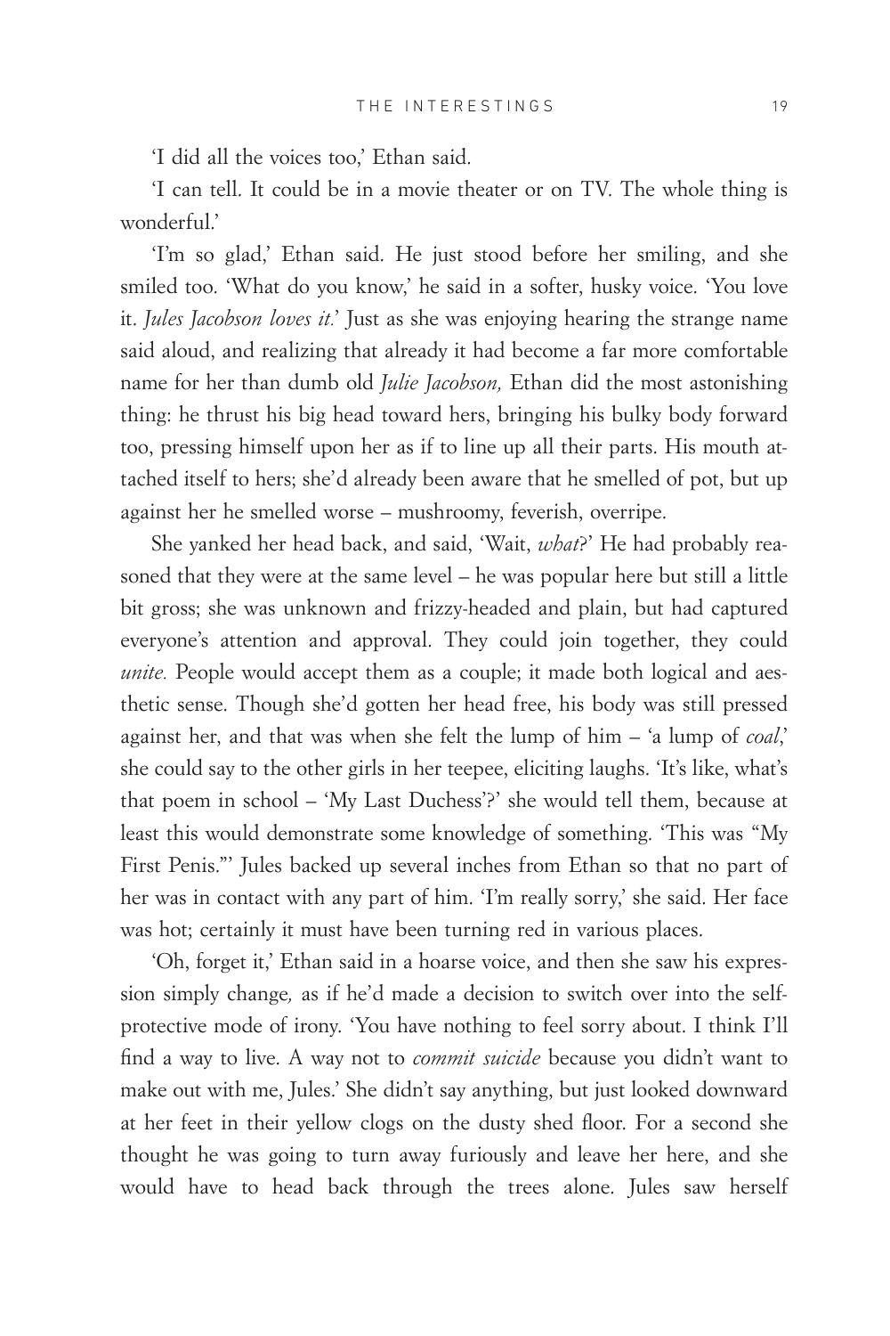'I did all the voices too,' Ethan said.

'I can tell. It could be in a movie theater or on TV. The whole thing is wonderful.'

'I'm so glad,' Ethan said. He just stood before her smiling, and she smiled too. 'What do you know,' he said in a softer, husky voice. 'You love it. *Jules Jacobson loves it.*' Just as she was enjoying hearing the strange name said aloud, and realizing that already it had become a far more comfortable name for her than dumb old *Julie Jacobson,* Ethan did the most astonishing thing: he thrust his big head toward hers, bringing his bulky body forward too, pressing himself upon her as if to line up all their parts. His mouth attached itself to hers; she'd already been aware that he smelled of pot, but up against her he smelled worse – mushroomy, feverish, overripe.

She yanked her head back, and said, 'Wait, *what*?' He had probably reasoned that they were at the same level – he was popular here but still a little bit gross; she was unknown and frizzy-headed and plain, but had captured everyone's attention and approval. They could join together, they could *unite.* People would accept them as a couple; it made both logical and aesthetic sense. Though she'd gotten her head free, his body was still pressed against her, and that was when she felt the lump of him – 'a lump of *coal*,' she could say to the other girls in her teepee, eliciting laughs. 'It's like, what's that poem in school – 'My Last Duchess'?' she would tell them, because at least this would demonstrate some knowledge of something. 'This was "My First Penis."' Jules backed up several inches from Ethan so that no part of her was in contact with any part of him. 'I'm really sorry,' she said. Her face was hot; certainly it must have been turning red in various places.

'Oh, forget it,' Ethan said in a hoarse voice, and then she saw his expression simply change*,* as if he'd made a decision to switch over into the self-protective mode of irony. 'You have nothing to feel sorry about. I think I'll find a way to live. A way not to *commit suicide* because you didn't want to make out with me, Jules.' She didn't say anything, but just looked downward at her feet in their yellow clogs on the dusty shed floor. For a second she thought he was going to turn away furiously and leave her here, and she would have to head back through the trees alone. Jules saw herself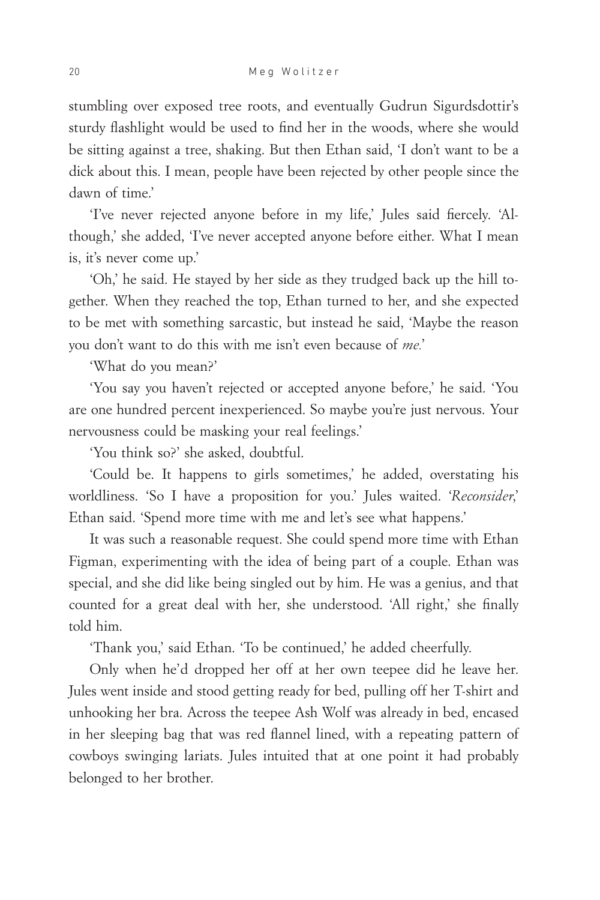stumbling over exposed tree roots, and eventually Gudrun Sigurdsdottir's sturdy flashlight would be used to find her in the woods, where she would be sitting against a tree, shaking. But then Ethan said, 'I don't want to be a dick about this. I mean, people have been rejected by other people since the dawn of time.'

'I've never rejected anyone before in my life,' Jules said fiercely. 'Although,' she added, 'I've never accepted anyone before either. What I mean is, it's never come up.'

'Oh,' he said. He stayed by her side as they trudged back up the hill together. When they reached the top, Ethan turned to her, and she expected to be met with something sarcastic, but instead he said, 'Maybe the reason you don't want to do this with me isn't even because of *me*.'

'What do you mean?'

'You say you haven't rejected or accepted anyone before,' he said. 'You are one hundred percent inexperienced. So maybe you're just nervous. Your nervousness could be masking your real feelings.'

'You think so?' she asked, doubtful.

'Could be. It happens to girls sometimes,' he added, overstating his worldliness. 'So I have a proposition for you.' Jules waited. '*Reconsider*,' Ethan said. 'Spend more time with me and let's see what happens.'

It was such a reasonable request. She could spend more time with Ethan Figman, experimenting with the idea of being part of a couple. Ethan was special, and she did like being singled out by him. He was a genius, and that counted for a great deal with her, she understood. 'All right,' she finally told him.

'Thank you,' said Ethan. 'To be continued,' he added cheerfully.

Only when he'd dropped her off at her own teepee did he leave her. Jules went inside and stood getting ready for bed, pulling off her T-shirt and unhooking her bra. Across the teepee Ash Wolf was already in bed, encased in her sleeping bag that was red flannel lined, with a repeating pattern of cowboys swinging lariats. Jules intuited that at one point it had probably belonged to her brother.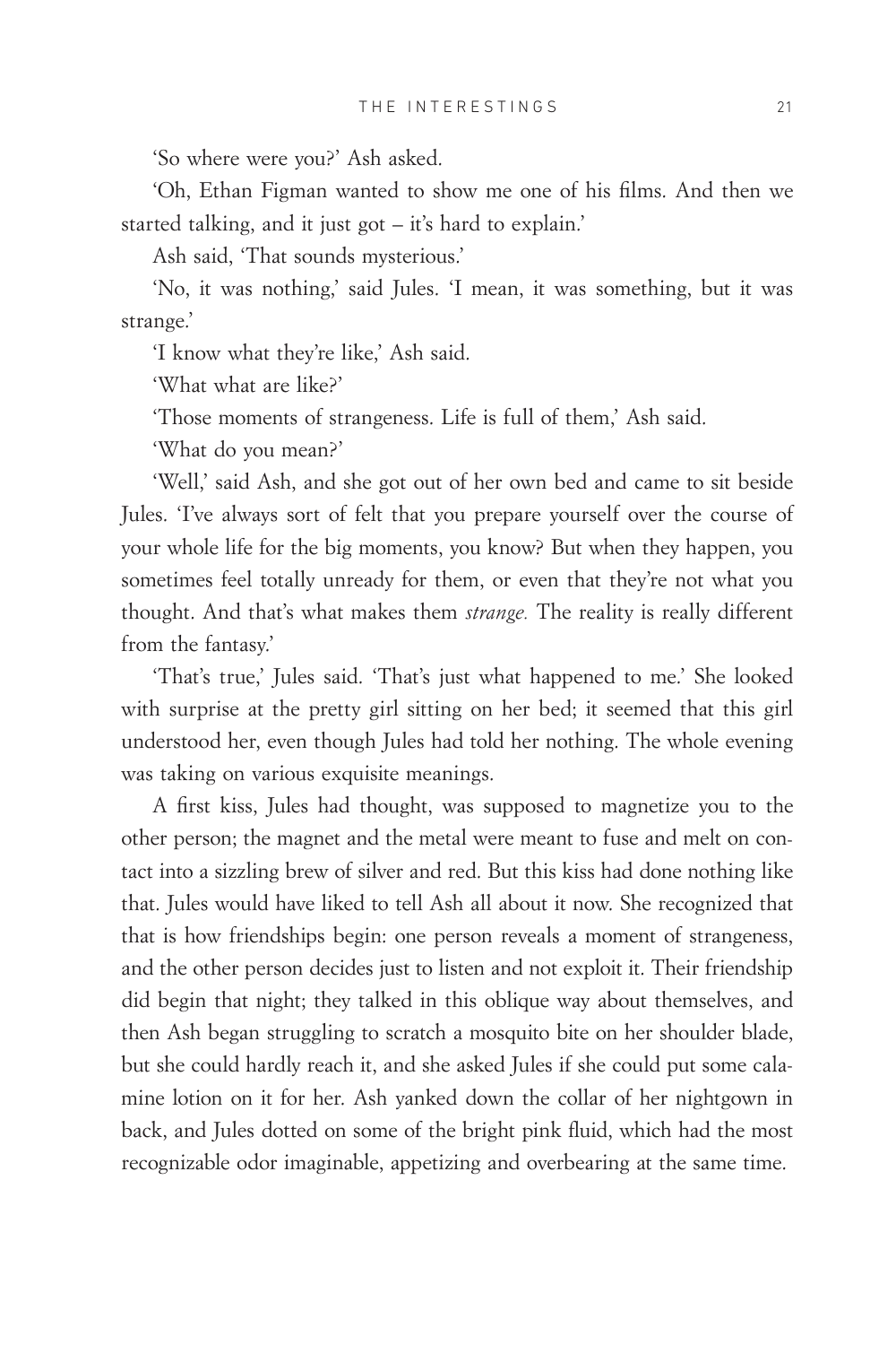'So where were you?' Ash asked.

'Oh, Ethan Figman wanted to show me one of his films. And then we started talking, and it just got – it's hard to explain.'

Ash said, 'That sounds mysterious.'

'No, it was nothing,' said Jules. 'I mean, it was something, but it was strange.'

'I know what they're like,' Ash said.

'What what are like?'

'Those moments of strangeness. Life is full of them,' Ash said.

'What do you mean?'

'Well,' said Ash, and she got out of her own bed and came to sit beside Jules. 'I've always sort of felt that you prepare yourself over the course of your whole life for the big moments, you know? But when they happen, you sometimes feel totally unready for them, or even that they're not what you thought. And that's what makes them *strange.* The reality is really different from the fantasy.'

'That's true,' Jules said. 'That's just what happened to me.' She looked with surprise at the pretty girl sitting on her bed; it seemed that this girl understood her, even though Jules had told her nothing. The whole evening was taking on various exquisite meanings.

A first kiss, Jules had thought, was supposed to magnetize you to the other person; the magnet and the metal were meant to fuse and melt on contact into a sizzling brew of silver and red. But this kiss had done nothing like that. Jules would have liked to tell Ash all about it now. She recognized that that is how friendships begin: one person reveals a moment of strangeness, and the other person decides just to listen and not exploit it. Their friendship did begin that night; they talked in this oblique way about themselves, and then Ash began struggling to scratch a mosquito bite on her shoulder blade, but she could hardly reach it, and she asked Jules if she could put some calamine lotion on it for her. Ash yanked down the collar of her nightgown in back, and Jules dotted on some of the bright pink fluid, which had the most recognizable odor imaginable, appetizing and overbearing at the same time.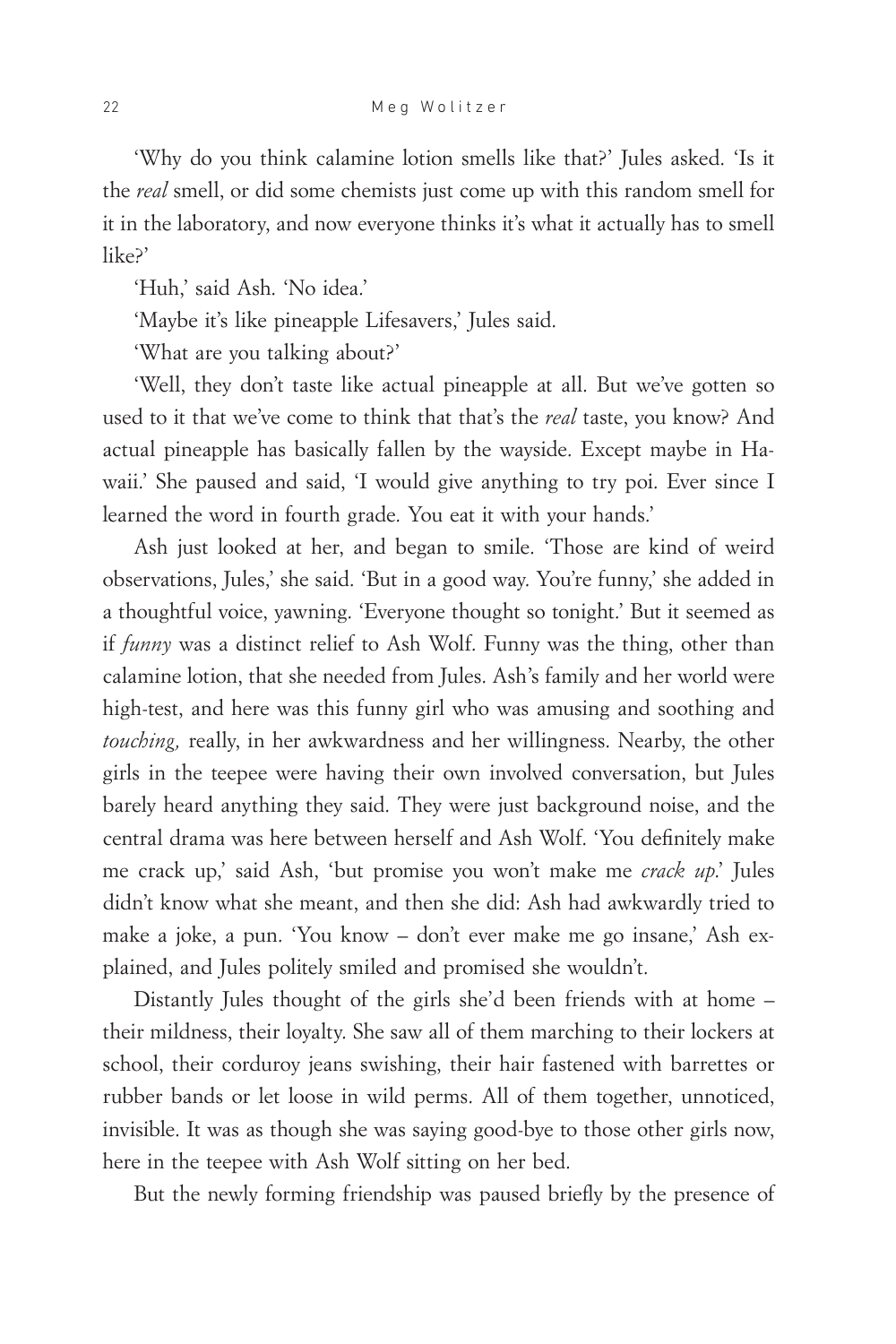'Why do you think calamine lotion smells like that?' Jules asked. 'Is it the *real* smell, or did some chemists just come up with this random smell for it in the laboratory, and now everyone thinks it's what it actually has to smell like?'

'Huh,' said Ash. 'No idea.'

'Maybe it's like pineapple Lifesavers,' Jules said.

'What are you talking about?'

'Well, they don't taste like actual pineapple at all. But we've gotten so used to it that we've come to think that that's the *real* taste, you know? And actual pineapple has basically fallen by the wayside. Except maybe in Hawaii.' She paused and said, 'I would give anything to try poi. Ever since I learned the word in fourth grade. You eat it with your hands.'

Ash just looked at her, and began to smile. 'Those are kind of weird observations, Jules,' she said. 'But in a good way. You're funny,' she added in a thoughtful voice, yawning. 'Everyone thought so tonight.' But it seemed as if *funny* was a distinct relief to Ash Wolf. Funny was the thing, other than calamine lotion, that she needed from Jules. Ash's family and her world were high-test, and here was this funny girl who was amusing and soothing and *touching,* really, in her awkwardness and her willingness. Nearby, the other girls in the teepee were having their own involved conversation, but Jules barely heard anything they said. They were just background noise, and the central drama was here between herself and Ash Wolf. 'You definitely make me crack up,' said Ash, 'but promise you won't make me *crack up*.' Jules didn't know what she meant, and then she did: Ash had awkwardly tried to make a joke, a pun. 'You know – don't ever make me go insane,' Ash explained, and Jules politely smiled and promised she wouldn't.

Distantly Jules thought of the girls she'd been friends with at home – their mildness, their loyalty. She saw all of them marching to their lockers at school, their corduroy jeans swishing, their hair fastened with barrettes or rubber bands or let loose in wild perms. All of them together, unnoticed, invisible. It was as though she was saying good-bye to those other girls now, here in the teepee with Ash Wolf sitting on her bed.

But the newly forming friendship was paused briefly by the presence of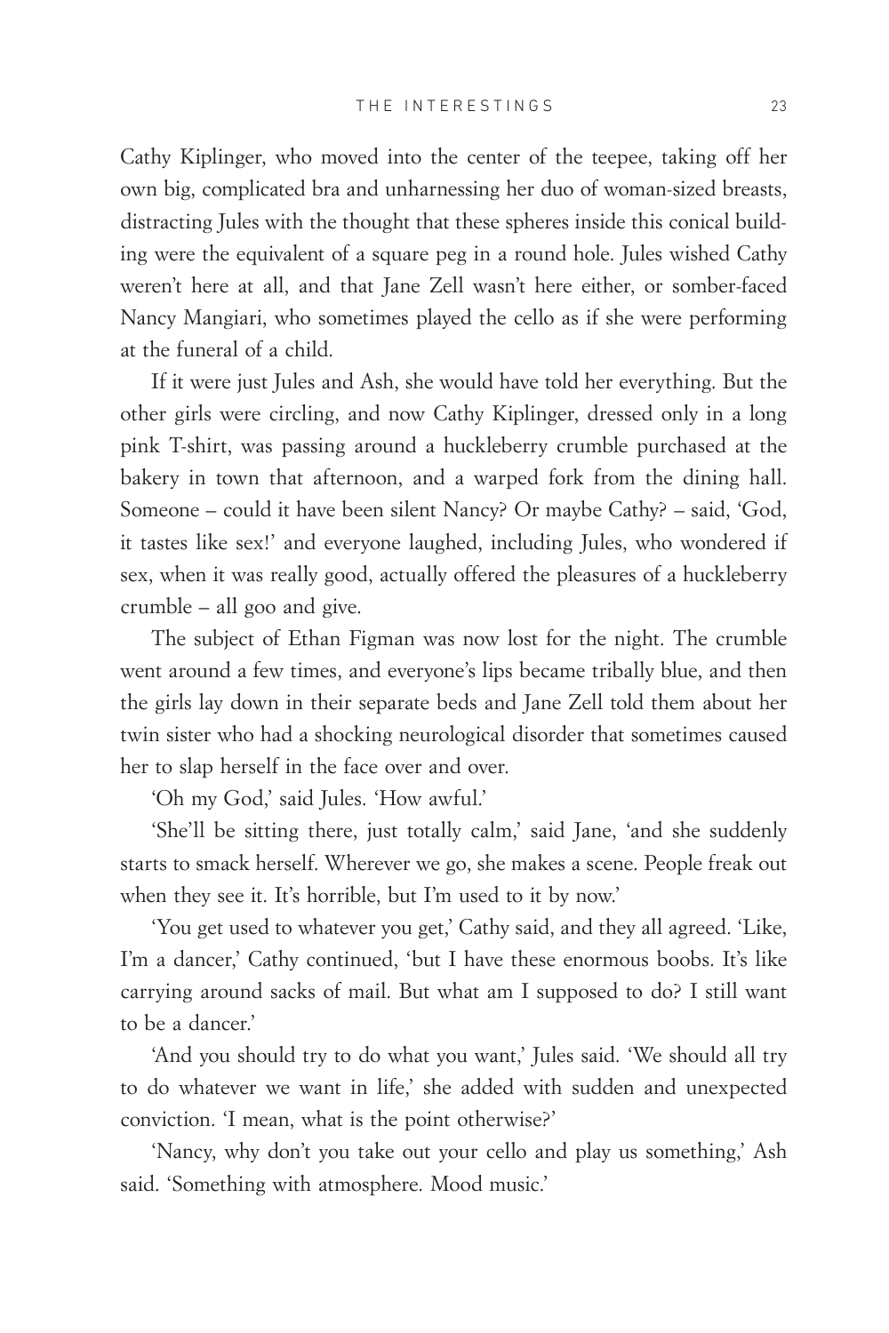Cathy Kiplinger, who moved into the center of the teepee, taking off her own big, complicated bra and unharnessing her duo of woman-sized breasts, distracting Jules with the thought that these spheres inside this conical building were the equivalent of a square peg in a round hole. Jules wished Cathy weren't here at all, and that Jane Zell wasn't here either, or somber-faced Nancy Mangiari, who sometimes played the cello as if she were performing at the funeral of a child.

If it were just Jules and Ash, she would have told her everything. But the other girls were circling, and now Cathy Kiplinger, dressed only in a long pink T-shirt, was passing around a huckleberry crumble purchased at the bakery in town that afternoon, and a warped fork from the dining hall. Someone – could it have been silent Nancy? Or maybe Cathy? – said, 'God, it tastes like sex!' and everyone laughed, including Jules, who wondered if sex, when it was really good, actually offered the pleasures of a huckleberry crumble – all goo and give.

The subject of Ethan Figman was now lost for the night. The crumble went around a few times, and everyone's lips became tribally blue, and then the girls lay down in their separate beds and Jane Zell told them about her twin sister who had a shocking neurological disorder that sometimes caused her to slap herself in the face over and over.

'Oh my God,' said Jules. 'How awful.'

'She'll be sitting there, just totally calm,' said Jane, 'and she suddenly starts to smack herself. Wherever we go, she makes a scene. People freak out when they see it. It's horrible, but I'm used to it by now.'

'You get used to whatever you get,' Cathy said, and they all agreed. 'Like, I'm a dancer,' Cathy continued, 'but I have these enormous boobs. It's like carrying around sacks of mail. But what am I supposed to do? I still want to be a dancer.'

'And you should try to do what you want,' Jules said. 'We should all try to do whatever we want in life,' she added with sudden and unexpected conviction. 'I mean, what is the point otherwise?'

'Nancy, why don't you take out your cello and play us something,' Ash said. 'Something with atmosphere. Mood music.'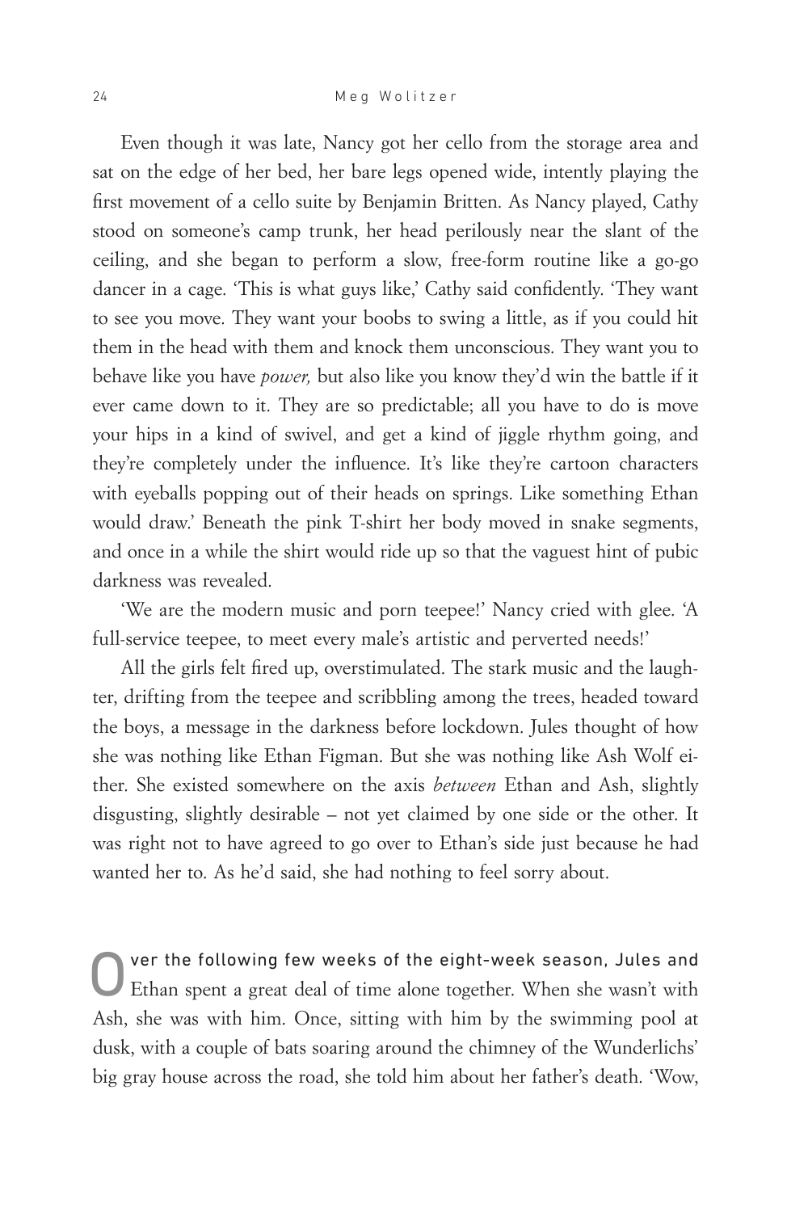Even though it was late, Nancy got her cello from the storage area and sat on the edge of her bed, her bare legs opened wide, intently playing the first movement of a cello suite by Benjamin Britten. As Nancy played, Cathy stood on someone's camp trunk, her head perilously near the slant of the ceiling, and she began to perform a slow, free-form routine like a go-go dancer in a cage. 'This is what guys like,' Cathy said confidently. 'They want to see you move. They want your boobs to swing a little, as if you could hit them in the head with them and knock them unconscious. They want you to behave like you have *power,* but also like you know they'd win the battle if it ever came down to it. They are so predictable; all you have to do is move your hips in a kind of swivel, and get a kind of jiggle rhythm going, and they're completely under the influence. It's like they're cartoon characters with eyeballs popping out of their heads on springs. Like something Ethan would draw.' Beneath the pink T-shirt her body moved in snake segments, and once in a while the shirt would ride up so that the vaguest hint of pubic darkness was revealed.

'We are the modern music and porn teepee!' Nancy cried with glee. 'A full-service teepee, to meet every male's artistic and perverted needs!'

All the girls felt fired up, overstimulated. The stark music and the laughter, drifting from the teepee and scribbling among the trees, headed toward the boys, a message in the darkness before lockdown. Jules thought of how she was nothing like Ethan Figman. But she was nothing like Ash Wolf either. She existed somewhere on the axis *between* Ethan and Ash, slightly disgusting, slightly desirable – not yet claimed by one side or the other. It was right not to have agreed to go over to Ethan's side just because he had wanted her to. As he'd said, she had nothing to feel sorry about.

Over the following few weeks of the eight-week season, Jules and Ethan spent a great deal of time alone together. When she wasn't with Ash, she was with him. Once, sitting with him by the swimming pool at dusk, with a couple of bats soaring around the chimney of the Wunderlichs' big gray house across the road, she told him about her father's death. 'Wow,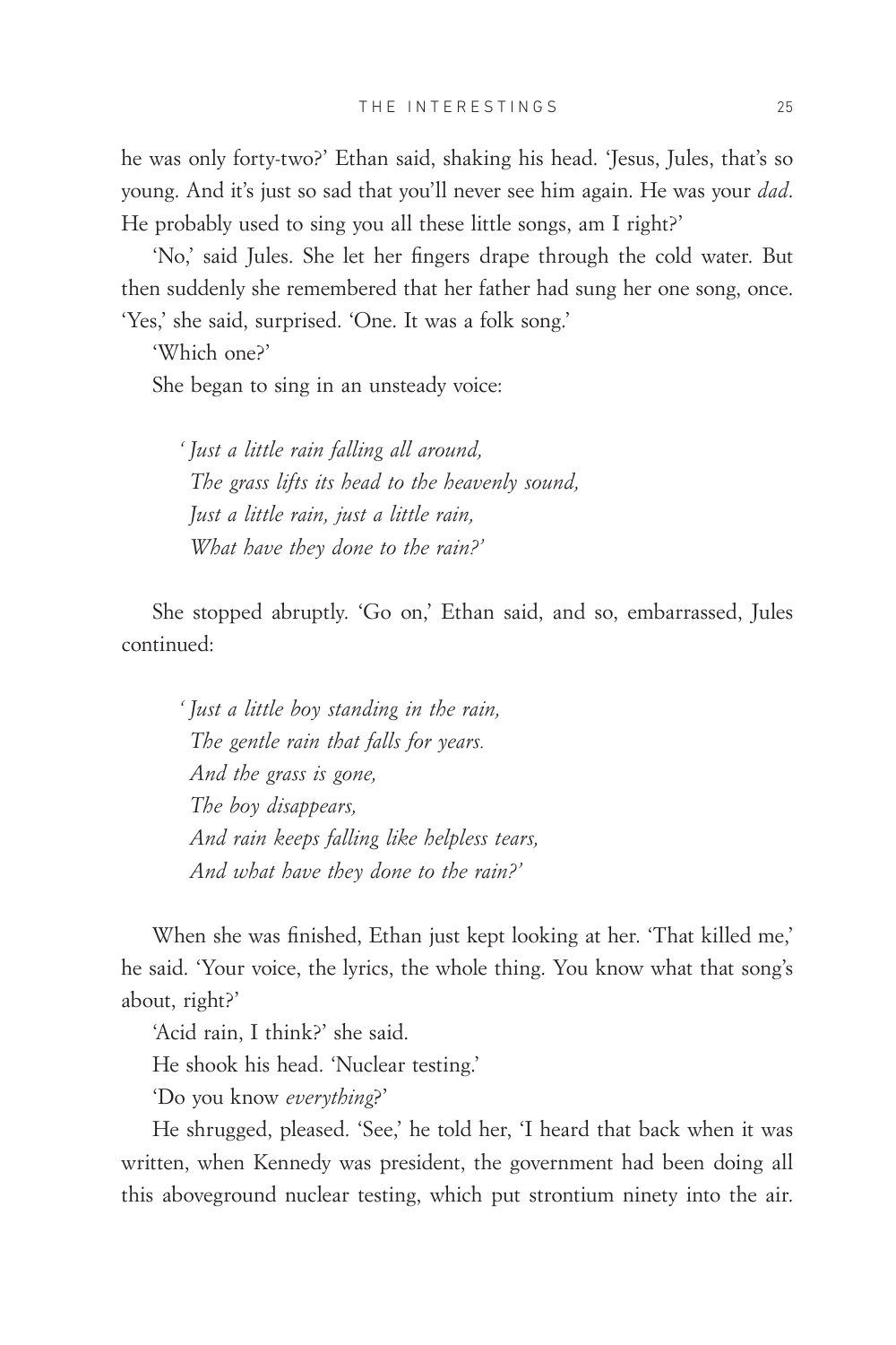he was only forty-two?' Ethan said, shaking his head. 'Jesus, Jules, that's so young. And it's just so sad that you'll never see him again. He was your *dad*. He probably used to sing you all these little songs, am I right?'

'No,' said Jules. She let her fingers drape through the cold water. But then suddenly she remembered that her father had sung her one song, once. 'Yes,' she said, surprised. 'One. It was a folk song.'

'Which one?'

She began to sing in an unsteady voice:

> *'Just a little rain falling all around,*
> *The grass lifts its head to the heavenly sound,*
> *Just a little rain, just a little rain,*
> *What have they done to the rain?'*

She stopped abruptly. 'Go on,' Ethan said, and so, embarrassed, Jules continued:

> *'Just a little boy standing in the rain,*
> *The gentle rain that falls for years.*
> *And the grass is gone,*
> *The boy disappears,*
> *And rain keeps falling like helpless tears,*
> *And what have they done to the rain?'*

When she was finished, Ethan just kept looking at her. 'That killed me,' he said. 'Your voice, the lyrics, the whole thing. You know what that song's about, right?'

'Acid rain, I think?' she said.

He shook his head. 'Nuclear testing.'

'Do you know *everything*?'

He shrugged, pleased. 'See,' he told her, 'I heard that back when it was written, when Kennedy was president, the government had been doing all this aboveground nuclear testing, which put strontium ninety into the air.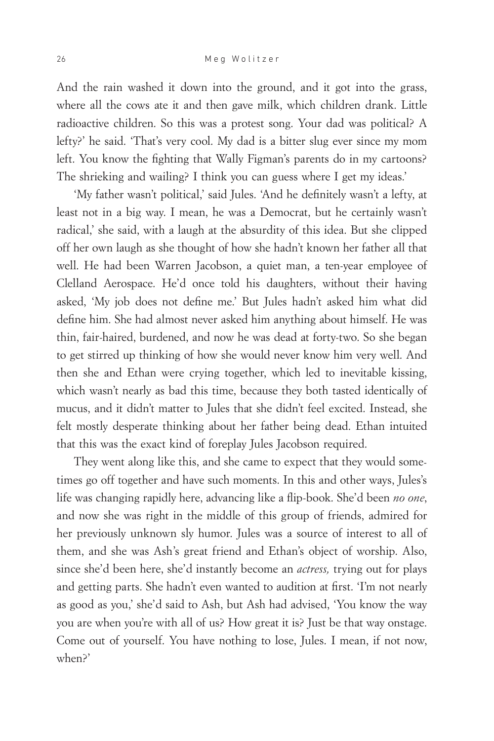And the rain washed it down into the ground, and it got into the grass, where all the cows ate it and then gave milk, which children drank. Little radioactive children. So this was a protest song. Your dad was political? A lefty?' he said. 'That's very cool. My dad is a bitter slug ever since my mom left. You know the fighting that Wally Figman's parents do in my cartoons? The shrieking and wailing? I think you can guess where I get my ideas.'

'My father wasn't political,' said Jules. 'And he definitely wasn't a lefty, at least not in a big way. I mean, he was a Democrat, but he certainly wasn't radical,' she said, with a laugh at the absurdity of this idea. But she clipped off her own laugh as she thought of how she hadn't known her father all that well. He had been Warren Jacobson, a quiet man, a ten-year employee of Clelland Aerospace. He'd once told his daughters, without their having asked, 'My job does not define me.' But Jules hadn't asked him what did define him. She had almost never asked him anything about himself. He was thin, fair-haired, burdened, and now he was dead at forty-two. So she began to get stirred up thinking of how she would never know him very well. And then she and Ethan were crying together, which led to inevitable kissing, which wasn't nearly as bad this time, because they both tasted identically of mucus, and it didn't matter to Jules that she didn't feel excited. Instead, she felt mostly desperate thinking about her father being dead. Ethan intuited that this was the exact kind of foreplay Jules Jacobson required.

They went along like this, and she came to expect that they would sometimes go off together and have such moments. In this and other ways, Jules's life was changing rapidly here, advancing like a flip-book. She'd been *no one*, and now she was right in the middle of this group of friends, admired for her previously unknown sly humor. Jules was a source of interest to all of them, and she was Ash's great friend and Ethan's object of worship. Also, since she'd been here, she'd instantly become an *actress,* trying out for plays and getting parts. She hadn't even wanted to audition at first. 'I'm not nearly as good as you,' she'd said to Ash, but Ash had advised, 'You know the way you are when you're with all of us? How great it is? Just be that way onstage. Come out of yourself. You have nothing to lose, Jules. I mean, if not now, when?'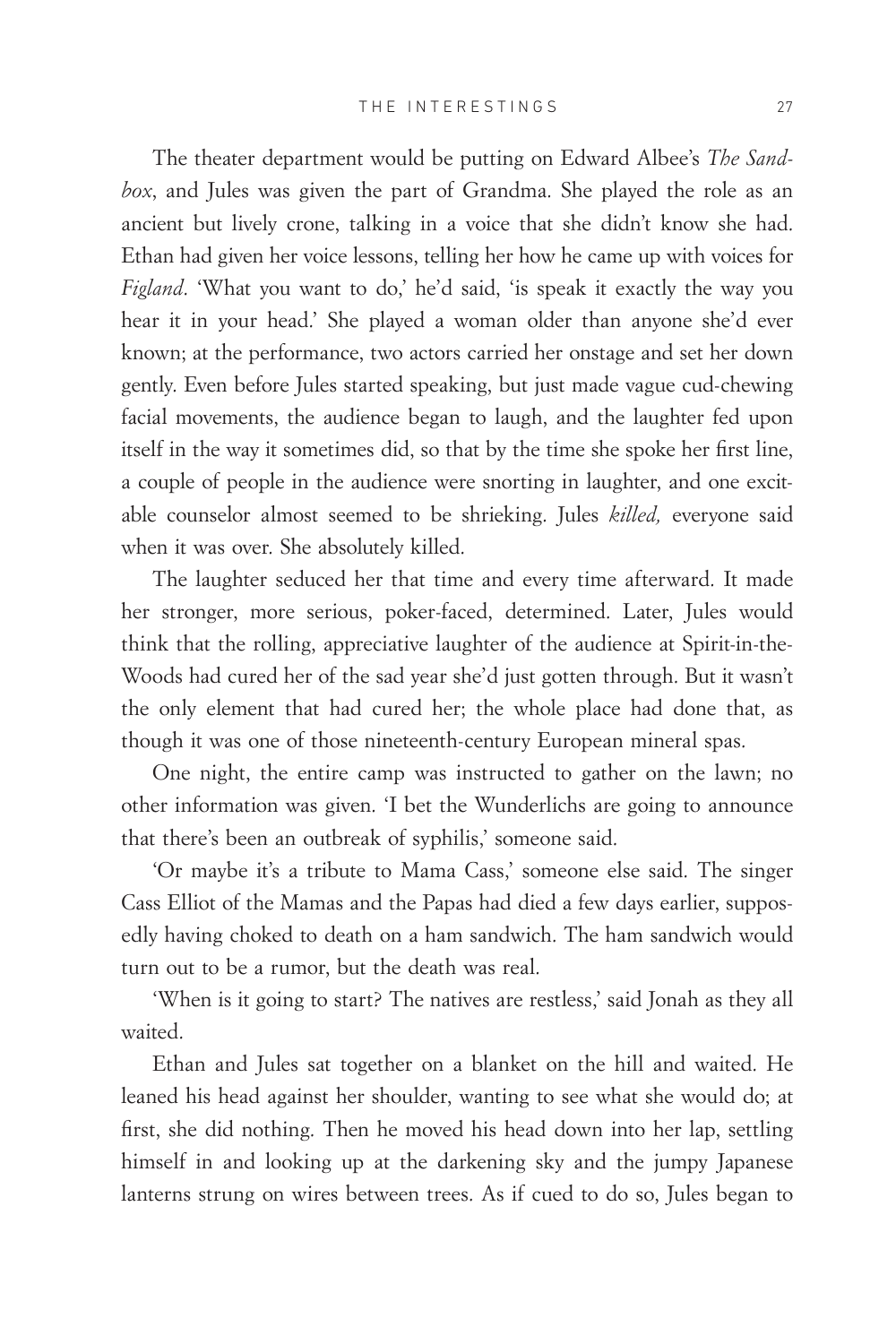The theater department would be putting on Edward Albee's *The Sandbox*, and Jules was given the part of Grandma. She played the role as an ancient but lively crone, talking in a voice that she didn't know she had. Ethan had given her voice lessons, telling her how he came up with voices for *Figland*. 'What you want to do,' he'd said, 'is speak it exactly the way you hear it in your head.' She played a woman older than anyone she'd ever known; at the performance, two actors carried her onstage and set her down gently. Even before Jules started speaking, but just made vague cud-chewing facial movements, the audience began to laugh, and the laughter fed upon itself in the way it sometimes did, so that by the time she spoke her first line, a couple of people in the audience were snorting in laughter, and one excitable counselor almost seemed to be shrieking. Jules *killed,* everyone said when it was over. She absolutely killed.

The laughter seduced her that time and every time afterward. It made her stronger, more serious, poker-faced, determined. Later, Jules would think that the rolling, appreciative laughter of the audience at Spirit-in-the-Woods had cured her of the sad year she'd just gotten through. But it wasn't the only element that had cured her; the whole place had done that, as though it was one of those nineteenth-century European mineral spas.

One night, the entire camp was instructed to gather on the lawn; no other information was given. 'I bet the Wunderlichs are going to announce that there's been an outbreak of syphilis,' someone said.

'Or maybe it's a tribute to Mama Cass,' someone else said. The singer Cass Elliot of the Mamas and the Papas had died a few days earlier, supposedly having choked to death on a ham sandwich. The ham sandwich would turn out to be a rumor, but the death was real.

'When is it going to start? The natives are restless,' said Jonah as they all waited.

Ethan and Jules sat together on a blanket on the hill and waited. He leaned his head against her shoulder, wanting to see what she would do; at first, she did nothing. Then he moved his head down into her lap, settling himself in and looking up at the darkening sky and the jumpy Japanese lanterns strung on wires between trees. As if cued to do so, Jules began to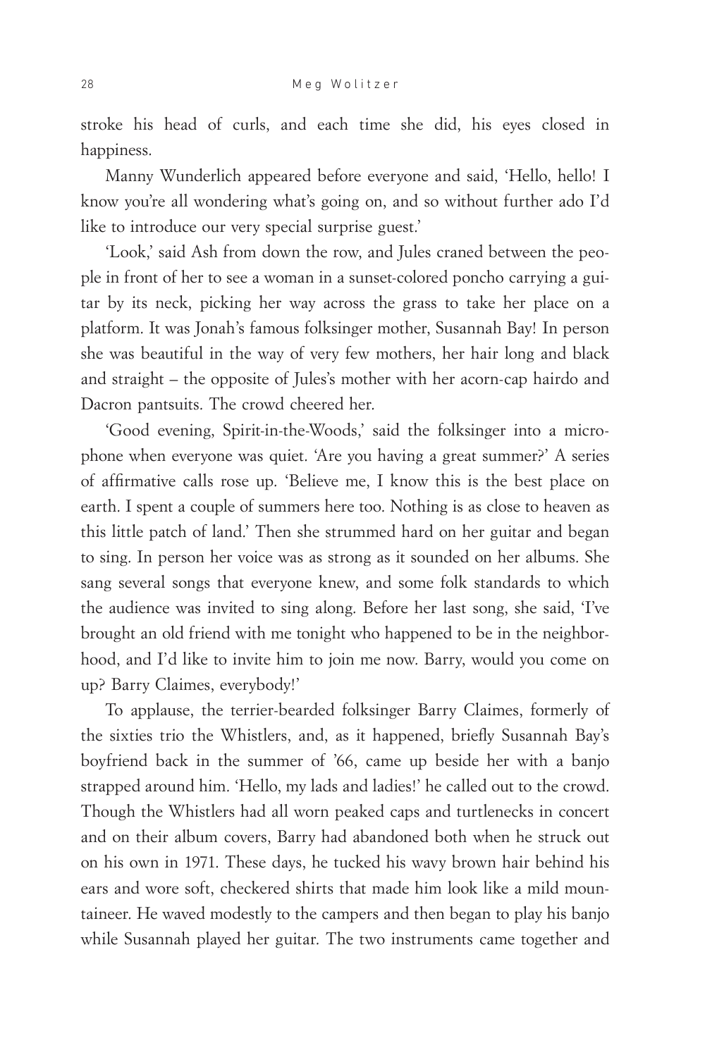stroke his head of curls, and each time she did, his eyes closed in happiness.

Manny Wunderlich appeared before everyone and said, 'Hello, hello! I know you're all wondering what's going on, and so without further ado I'd like to introduce our very special surprise guest.'

'Look,' said Ash from down the row, and Jules craned between the people in front of her to see a woman in a sunset-colored poncho carrying a guitar by its neck, picking her way across the grass to take her place on a platform. It was Jonah's famous folksinger mother, Susannah Bay! In person she was beautiful in the way of very few mothers, her hair long and black and straight – the opposite of Jules's mother with her acorn-cap hairdo and Dacron pantsuits. The crowd cheered her.

'Good evening, Spirit-in-the-Woods,' said the folksinger into a microphone when everyone was quiet. 'Are you having a great summer?' A series of affirmative calls rose up. 'Believe me, I know this is the best place on earth. I spent a couple of summers here too. Nothing is as close to heaven as this little patch of land.' Then she strummed hard on her guitar and began to sing. In person her voice was as strong as it sounded on her albums. She sang several songs that everyone knew, and some folk standards to which the audience was invited to sing along. Before her last song, she said, 'I've brought an old friend with me tonight who happened to be in the neighborhood, and I'd like to invite him to join me now. Barry, would you come on up? Barry Claimes, everybody!'

To applause, the terrier-bearded folksinger Barry Claimes, formerly of the sixties trio the Whistlers, and, as it happened, briefly Susannah Bay's boyfriend back in the summer of '66, came up beside her with a banjo strapped around him. 'Hello, my lads and ladies!' he called out to the crowd. Though the Whistlers had all worn peaked caps and turtlenecks in concert and on their album covers, Barry had abandoned both when he struck out on his own in 1971. These days, he tucked his wavy brown hair behind his ears and wore soft, checkered shirts that made him look like a mild mountaineer. He waved modestly to the campers and then began to play his banjo while Susannah played her guitar. The two instruments came together and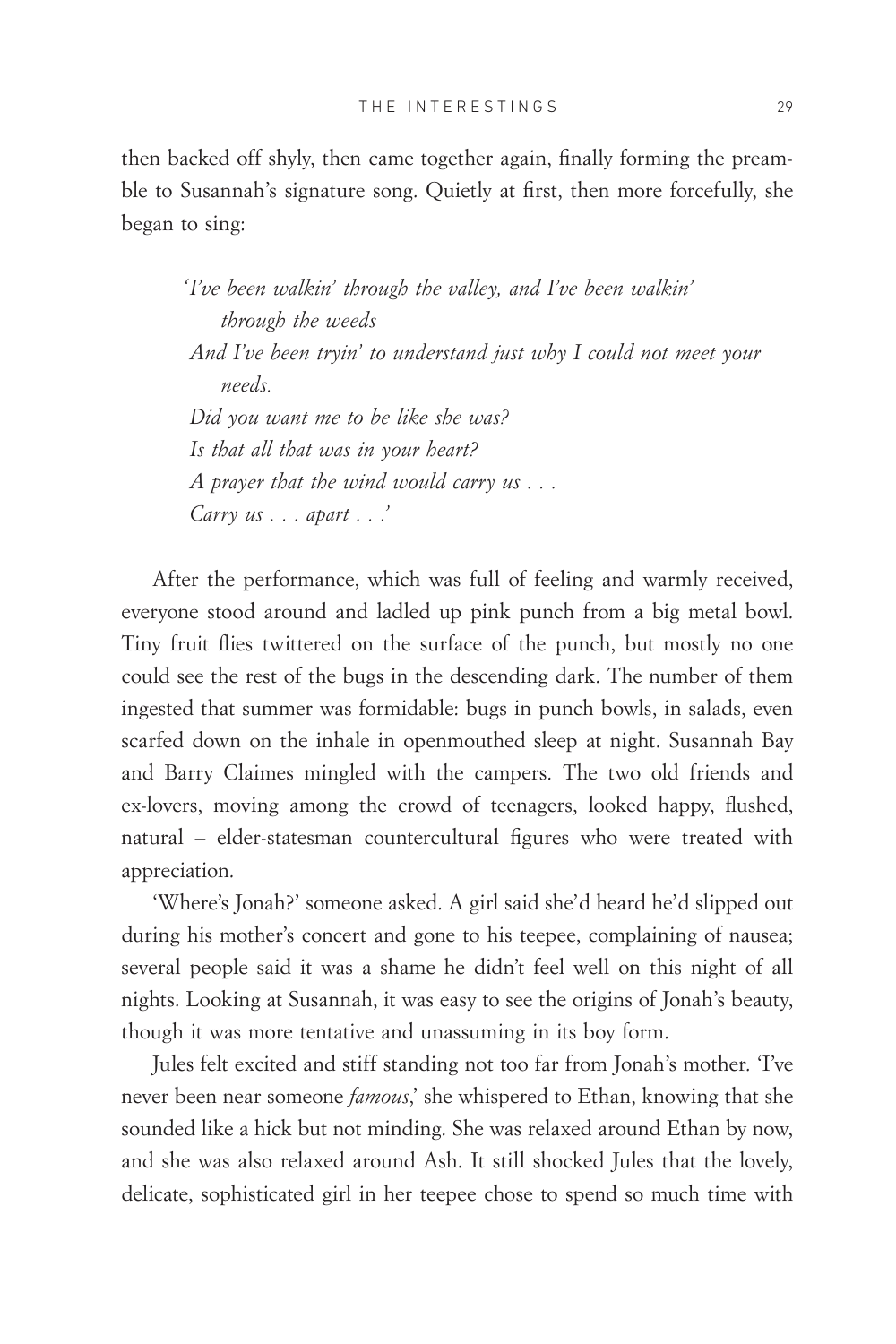then backed off shyly, then came together again, finally forming the preamble to Susannah's signature song. Quietly at first, then more forcefully, she began to sing:

> *'I've been walkin' through the valley, and I've been walkin' through the weeds*
> *And I've been tryin' to understand just why I could not meet your needs.*
> *Did you want me to be like she was?*
> *Is that all that was in your heart?*
> *A prayer that the wind would carry us . . .*
> *Carry us . . . apart . . .'*

After the performance, which was full of feeling and warmly received, everyone stood around and ladled up pink punch from a big metal bowl. Tiny fruit flies twittered on the surface of the punch, but mostly no one could see the rest of the bugs in the descending dark. The number of them ingested that summer was formidable: bugs in punch bowls, in salads, even scarfed down on the inhale in openmouthed sleep at night. Susannah Bay and Barry Claimes mingled with the campers. The two old friends and ex-lovers, moving among the crowd of teenagers, looked happy, flushed, natural – elder-statesman countercultural figures who were treated with appreciation.

'Where's Jonah?' someone asked. A girl said she'd heard he'd slipped out during his mother's concert and gone to his teepee, complaining of nausea; several people said it was a shame he didn't feel well on this night of all nights. Looking at Susannah, it was easy to see the origins of Jonah's beauty, though it was more tentative and unassuming in its boy form.

Jules felt excited and stiff standing not too far from Jonah's mother. 'I've never been near someone *famous*,' she whispered to Ethan, knowing that she sounded like a hick but not minding. She was relaxed around Ethan by now, and she was also relaxed around Ash. It still shocked Jules that the lovely, delicate, sophisticated girl in her teepee chose to spend so much time with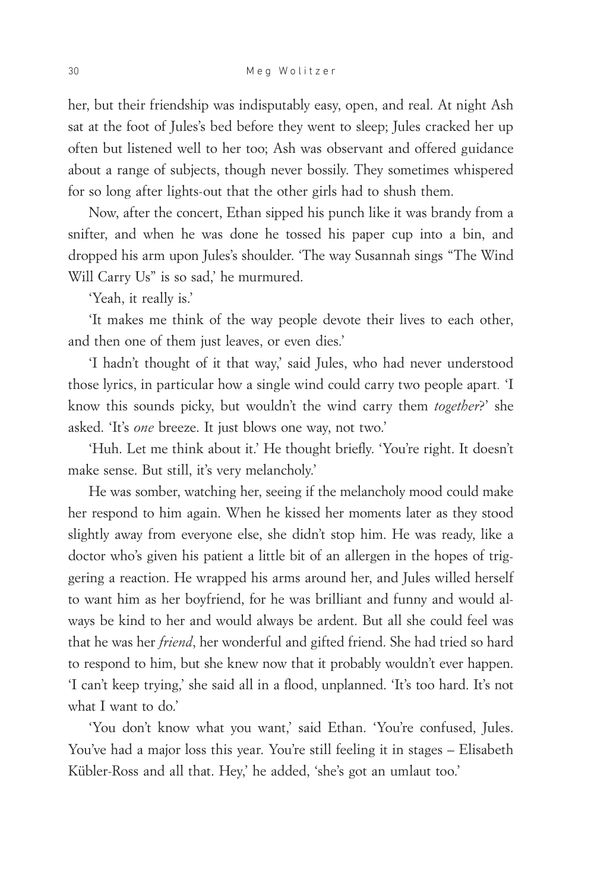her, but their friendship was indisputably easy, open, and real. At night Ash sat at the foot of Jules's bed before they went to sleep; Jules cracked her up often but listened well to her too; Ash was observant and offered guidance about a range of subjects, though never bossily. They sometimes whispered for so long after lights-out that the other girls had to shush them.

Now, after the concert, Ethan sipped his punch like it was brandy from a snifter, and when he was done he tossed his paper cup into a bin, and dropped his arm upon Jules's shoulder. 'The way Susannah sings "The Wind Will Carry Us" is so sad,' he murmured.

'Yeah, it really is.'

'It makes me think of the way people devote their lives to each other, and then one of them just leaves, or even dies.'

'I hadn't thought of it that way,' said Jules, who had never understood those lyrics, in particular how a single wind could carry two people apart. 'I know this sounds picky, but wouldn't the wind carry them *together*?' she asked. 'It's *one* breeze. It just blows one way, not two.'

'Huh. Let me think about it.' He thought briefly. 'You're right. It doesn't make sense. But still, it's very melancholy.'

He was somber, watching her, seeing if the melancholy mood could make her respond to him again. When he kissed her moments later as they stood slightly away from everyone else, she didn't stop him. He was ready, like a doctor who's given his patient a little bit of an allergen in the hopes of triggering a reaction. He wrapped his arms around her, and Jules willed herself to want him as her boyfriend, for he was brilliant and funny and would always be kind to her and would always be ardent. But all she could feel was that he was her *friend*, her wonderful and gifted friend. She had tried so hard to respond to him, but she knew now that it probably wouldn't ever happen. 'I can't keep trying,' she said all in a flood, unplanned. 'It's too hard. It's not what I want to do.'

'You don't know what you want,' said Ethan. 'You're confused, Jules. You've had a major loss this year. You're still feeling it in stages – Elisabeth Kübler-Ross and all that. Hey,' he added, 'she's got an umlaut too.'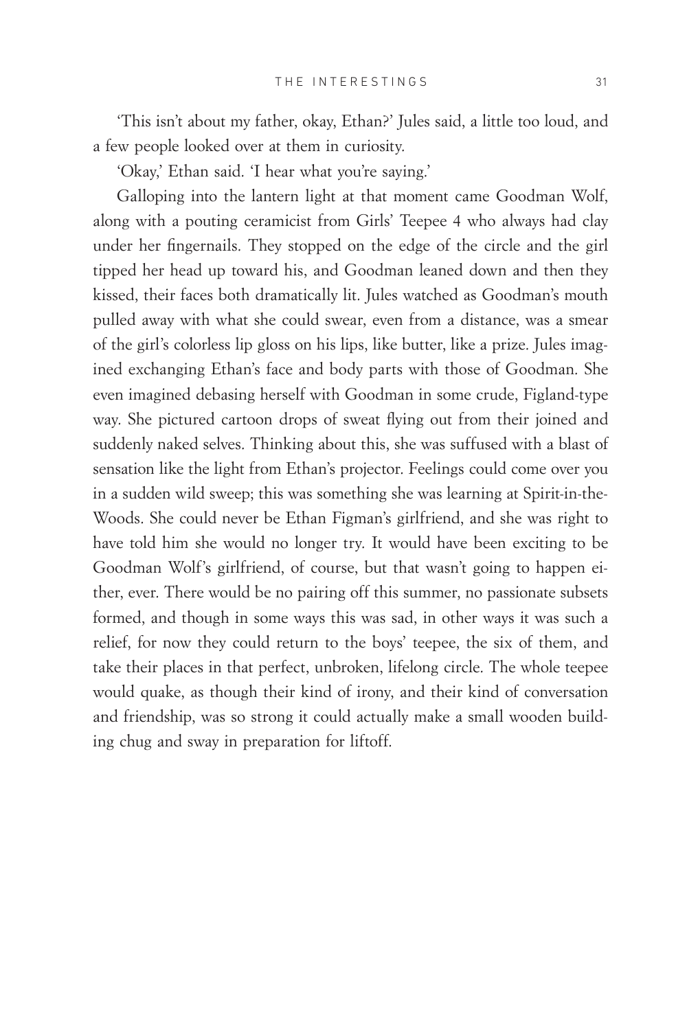'This isn't about my father, okay, Ethan?' Jules said, a little too loud, and a few people looked over at them in curiosity.

'Okay,' Ethan said. 'I hear what you're saying.'

Galloping into the lantern light at that moment came Goodman Wolf, along with a pouting ceramicist from Girls' Teepee 4 who always had clay under her fingernails. They stopped on the edge of the circle and the girl tipped her head up toward his, and Goodman leaned down and then they kissed, their faces both dramatically lit. Jules watched as Goodman's mouth pulled away with what she could swear, even from a distance, was a smear of the girl's colorless lip gloss on his lips, like butter, like a prize. Jules imagined exchanging Ethan's face and body parts with those of Goodman. She even imagined debasing herself with Goodman in some crude, Figland-type way. She pictured cartoon drops of sweat flying out from their joined and suddenly naked selves. Thinking about this, she was suffused with a blast of sensation like the light from Ethan's projector. Feelings could come over you in a sudden wild sweep; this was something she was learning at Spirit-in-the-Woods. She could never be Ethan Figman's girlfriend, and she was right to have told him she would no longer try. It would have been exciting to be Goodman Wolf's girlfriend, of course, but that wasn't going to happen either, ever. There would be no pairing off this summer, no passionate subsets formed, and though in some ways this was sad, in other ways it was such a relief, for now they could return to the boys' teepee, the six of them, and take their places in that perfect, unbroken, lifelong circle. The whole teepee would quake, as though their kind of irony, and their kind of conversation and friendship, was so strong it could actually make a small wooden building chug and sway in preparation for liftoff.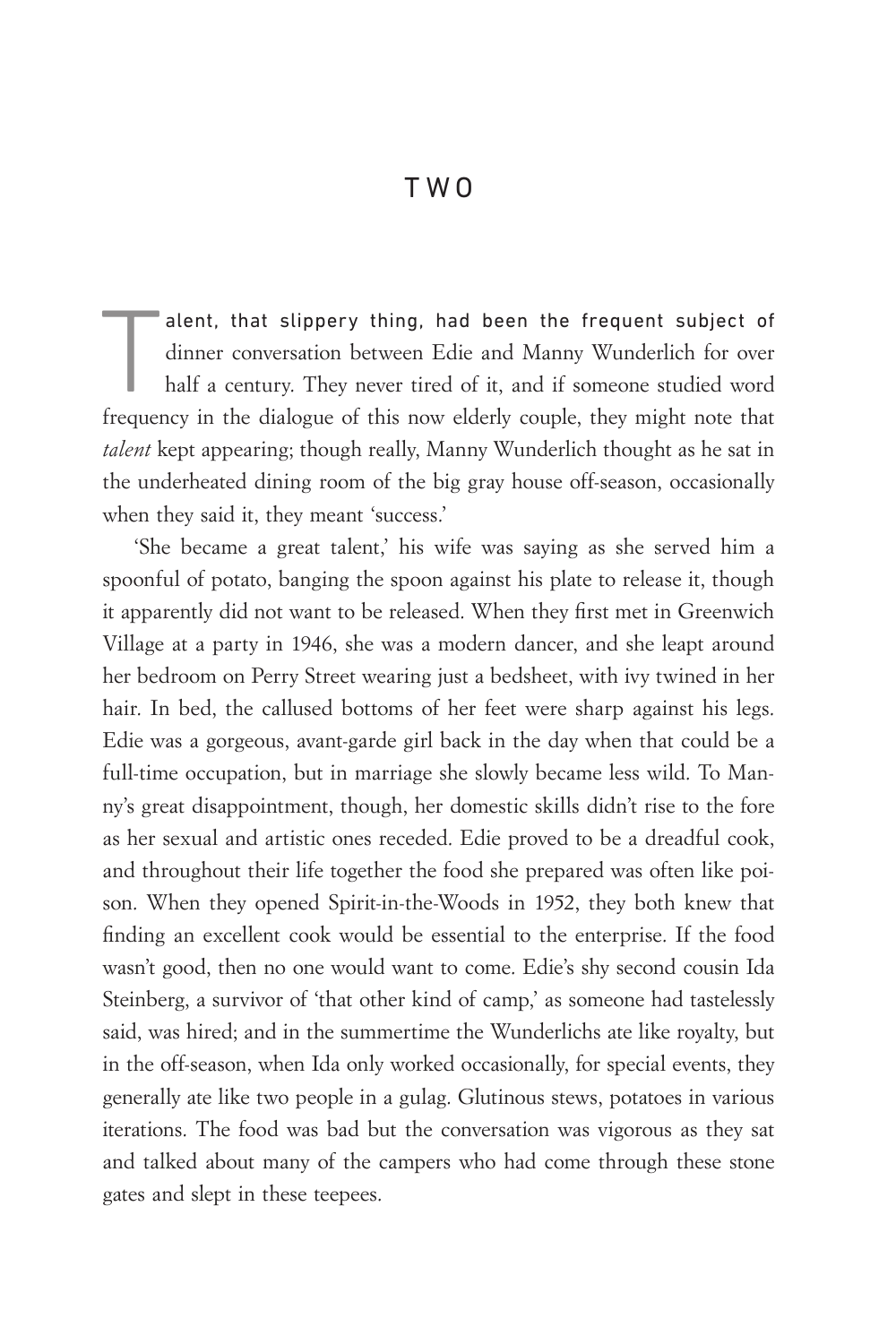# TWO

Talent, that slippery thing, had been the frequent subject of dinner conversation between Edie and Manny Wunderlich for over half a century. They never tired of it, and if someone studied word frequency in the dialogue of this now elderly couple, they might note that *talent* kept appearing; though really, Manny Wunderlich thought as he sat in the underheated dining room of the big gray house off-season, occasionally when they said it, they meant 'success.'

'She became a great talent,' his wife was saying as she served him a spoonful of potato, banging the spoon against his plate to release it, though it apparently did not want to be released. When they first met in Greenwich Village at a party in 1946, she was a modern dancer, and she leapt around her bedroom on Perry Street wearing just a bedsheet, with ivy twined in her hair. In bed, the callused bottoms of her feet were sharp against his legs. Edie was a gorgeous, avant-garde girl back in the day when that could be a full-time occupation, but in marriage she slowly became less wild. To Manny's great disappointment, though, her domestic skills didn't rise to the fore as her sexual and artistic ones receded. Edie proved to be a dreadful cook, and throughout their life together the food she prepared was often like poison. When they opened Spirit-in-the-Woods in 1952, they both knew that finding an excellent cook would be essential to the enterprise. If the food wasn't good, then no one would want to come. Edie's shy second cousin Ida Steinberg, a survivor of 'that other kind of camp,' as someone had tastelessly said, was hired; and in the summertime the Wunderlichs ate like royalty, but in the off-season, when Ida only worked occasionally, for special events, they generally ate like two people in a gulag. Glutinous stews, potatoes in various iterations. The food was bad but the conversation was vigorous as they sat and talked about many of the campers who had come through these stone gates and slept in these teepees.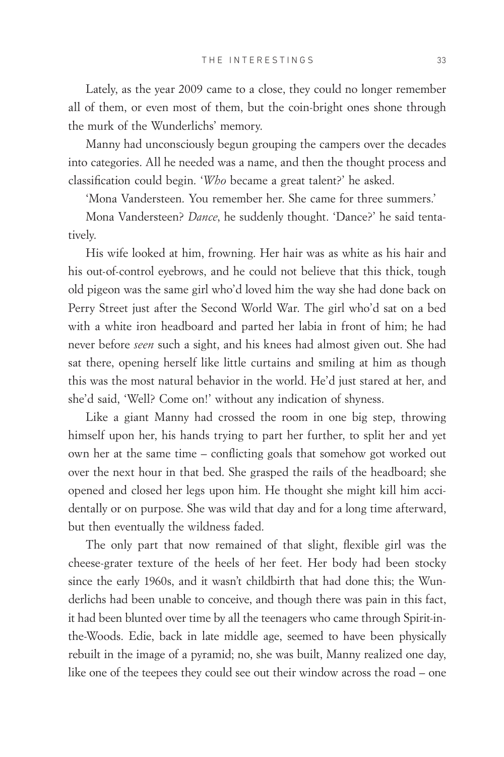Lately, as the year 2009 came to a close, they could no longer remember all of them, or even most of them, but the coin-bright ones shone through the murk of the Wunderlichs' memory.

Manny had unconsciously begun grouping the campers over the decades into categories. All he needed was a name, and then the thought process and classification could begin. '*Who* became a great talent?' he asked.

'Mona Vandersteen. You remember her. She came for three summers.'

Mona Vandersteen? *Dance*, he suddenly thought. 'Dance?' he said tentatively.

His wife looked at him, frowning. Her hair was as white as his hair and his out-of-control eyebrows, and he could not believe that this thick, tough old pigeon was the same girl who'd loved him the way she had done back on Perry Street just after the Second World War. The girl who'd sat on a bed with a white iron headboard and parted her labia in front of him; he had never before *seen* such a sight, and his knees had almost given out. She had sat there, opening herself like little curtains and smiling at him as though this was the most natural behavior in the world. He'd just stared at her, and she'd said, 'Well? Come on!' without any indication of shyness.

Like a giant Manny had crossed the room in one big step, throwing himself upon her, his hands trying to part her further, to split her and yet own her at the same time – conflicting goals that somehow got worked out over the next hour in that bed. She grasped the rails of the headboard; she opened and closed her legs upon him. He thought she might kill him accidentally or on purpose. She was wild that day and for a long time afterward, but then eventually the wildness faded.

The only part that now remained of that slight, flexible girl was the cheese-grater texture of the heels of her feet. Her body had been stocky since the early 1960s, and it wasn't childbirth that had done this; the Wunderlichs had been unable to conceive, and though there was pain in this fact, it had been blunted over time by all the teenagers who came through Spirit-in-the-Woods. Edie, back in late middle age, seemed to have been physically rebuilt in the image of a pyramid; no, she was built, Manny realized one day, like one of the teepees they could see out their window across the road – one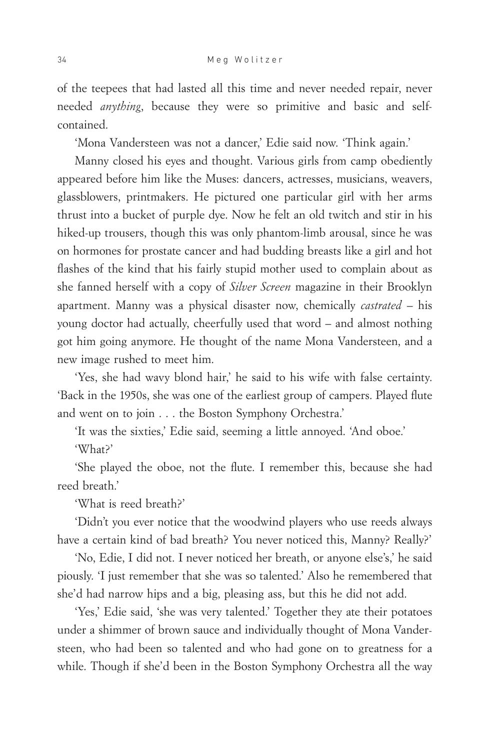of the teepees that had lasted all this time and never needed repair, never needed *anything*, because they were so primitive and basic and self-contained.

'Mona Vandersteen was not a dancer,' Edie said now. 'Think again.'

Manny closed his eyes and thought. Various girls from camp obediently appeared before him like the Muses: dancers, actresses, musicians, weavers, glassblowers, printmakers. He pictured one particular girl with her arms thrust into a bucket of purple dye. Now he felt an old twitch and stir in his hiked-up trousers, though this was only phantom-limb arousal, since he was on hormones for prostate cancer and had budding breasts like a girl and hot flashes of the kind that his fairly stupid mother used to complain about as she fanned herself with a copy of *Silver Screen* magazine in their Brooklyn apartment. Manny was a physical disaster now, chemically *castrated* – his young doctor had actually, cheerfully used that word – and almost nothing got him going anymore. He thought of the name Mona Vandersteen, and a new image rushed to meet him.

'Yes, she had wavy blond hair,' he said to his wife with false certainty. 'Back in the 1950s, she was one of the earliest group of campers. Played flute and went on to join . . . the Boston Symphony Orchestra.'

'It was the sixties,' Edie said, seeming a little annoyed. 'And oboe.'

'What?'

'She played the oboe, not the flute. I remember this, because she had reed breath.'

'What is reed breath?'

'Didn't you ever notice that the woodwind players who use reeds always have a certain kind of bad breath? You never noticed this, Manny? Really?'

'No, Edie, I did not. I never noticed her breath, or anyone else's,' he said piously. 'I just remember that she was so talented.' Also he remembered that she'd had narrow hips and a big, pleasing ass, but this he did not add.

'Yes,' Edie said, 'she was very talented.' Together they ate their potatoes under a shimmer of brown sauce and individually thought of Mona Vandersteen, who had been so talented and who had gone on to greatness for a while. Though if she'd been in the Boston Symphony Orchestra all the way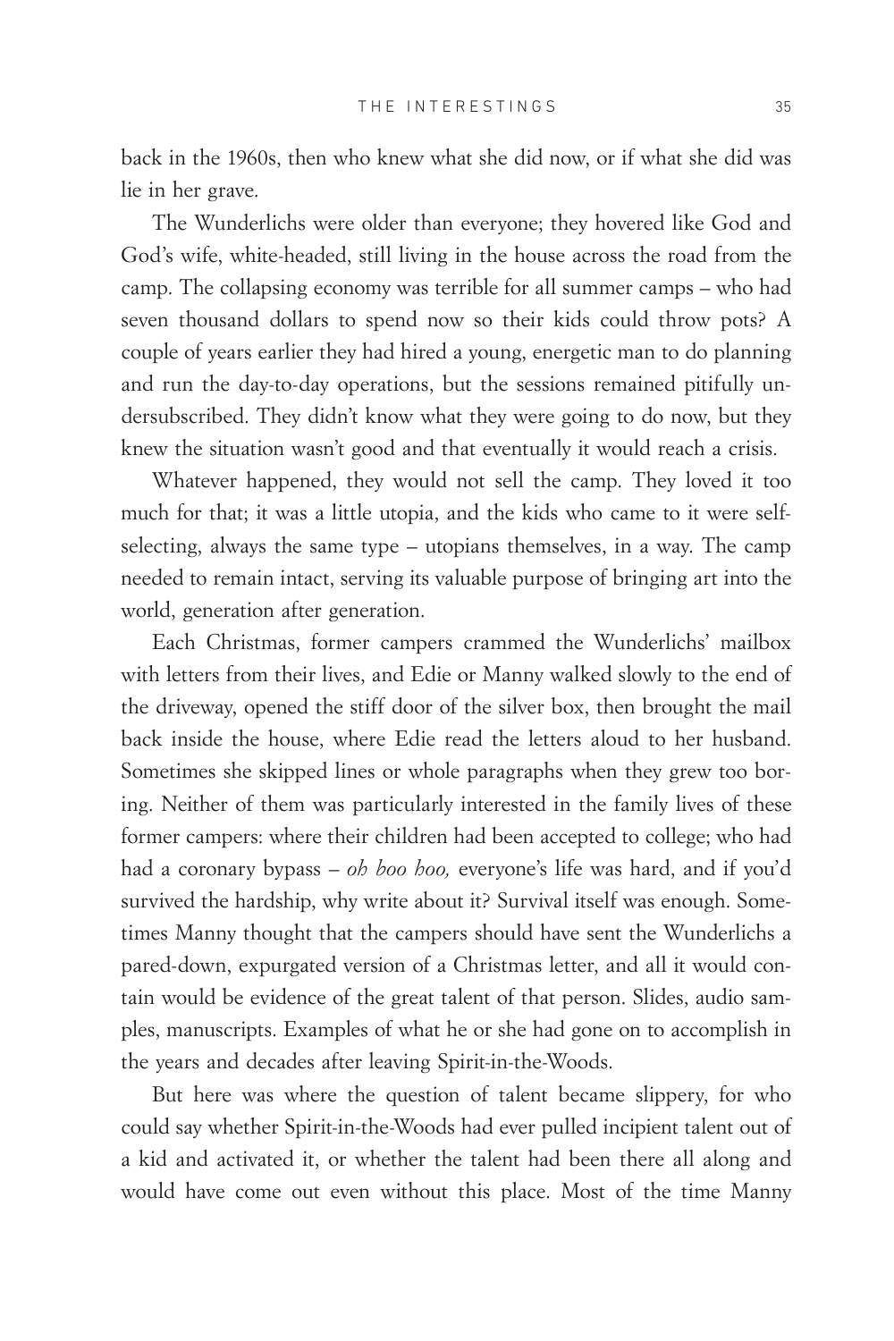back in the 1960s, then who knew what she did now, or if what she did was lie in her grave.

The Wunderlichs were older than everyone; they hovered like God and God's wife, white-headed, still living in the house across the road from the camp. The collapsing economy was terrible for all summer camps – who had seven thousand dollars to spend now so their kids could throw pots? A couple of years earlier they had hired a young, energetic man to do planning and run the day-to-day operations, but the sessions remained pitifully undersubscribed. They didn't know what they were going to do now, but they knew the situation wasn't good and that eventually it would reach a crisis.

Whatever happened, they would not sell the camp. They loved it too much for that; it was a little utopia, and the kids who came to it were self-selecting, always the same type – utopians themselves, in a way. The camp needed to remain intact, serving its valuable purpose of bringing art into the world, generation after generation.

Each Christmas, former campers crammed the Wunderlichs' mailbox with letters from their lives, and Edie or Manny walked slowly to the end of the driveway, opened the stiff door of the silver box, then brought the mail back inside the house, where Edie read the letters aloud to her husband. Sometimes she skipped lines or whole paragraphs when they grew too boring. Neither of them was particularly interested in the family lives of these former campers: where their children had been accepted to college; who had had a coronary bypass – *oh boo hoo,* everyone's life was hard, and if you'd survived the hardship, why write about it? Survival itself was enough. Sometimes Manny thought that the campers should have sent the Wunderlichs a pared-down, expurgated version of a Christmas letter, and all it would contain would be evidence of the great talent of that person. Slides, audio samples, manuscripts. Examples of what he or she had gone on to accomplish in the years and decades after leaving Spirit-in-the-Woods.

But here was where the question of talent became slippery, for who could say whether Spirit-in-the-Woods had ever pulled incipient talent out of a kid and activated it, or whether the talent had been there all along and would have come out even without this place. Most of the time Manny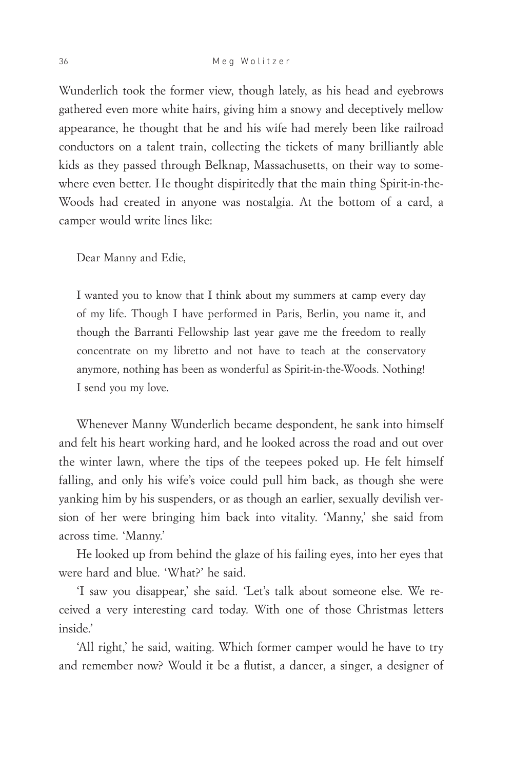Wunderlich took the former view, though lately, as his head and eyebrows gathered even more white hairs, giving him a snowy and deceptively mellow appearance, he thought that he and his wife had merely been like railroad conductors on a talent train, collecting the tickets of many brilliantly able kids as they passed through Belknap, Massachusetts, on their way to somewhere even better. He thought dispiritedly that the main thing Spirit-in-the-Woods had created in anyone was nostalgia. At the bottom of a card, a camper would write lines like:

> Dear Manny and Edie,
>
> I wanted you to know that I think about my summers at camp every day of my life. Though I have performed in Paris, Berlin, you name it, and though the Barranti Fellowship last year gave me the freedom to really concentrate on my libretto and not have to teach at the conservatory anymore, nothing has been as wonderful as Spirit-in-the-Woods. Nothing! I send you my love.

Whenever Manny Wunderlich became despondent, he sank into himself and felt his heart working hard, and he looked across the road and out over the winter lawn, where the tips of the teepees poked up. He felt himself falling, and only his wife's voice could pull him back, as though she were yanking him by his suspenders, or as though an earlier, sexually devilish version of her were bringing him back into vitality. 'Manny,' she said from across time. 'Manny.'

He looked up from behind the glaze of his failing eyes, into her eyes that were hard and blue. 'What?' he said.

'I saw you disappear,' she said. 'Let's talk about someone else. We received a very interesting card today. With one of those Christmas letters inside.'

'All right,' he said, waiting. Which former camper would he have to try and remember now? Would it be a flutist, a dancer, a singer, a designer of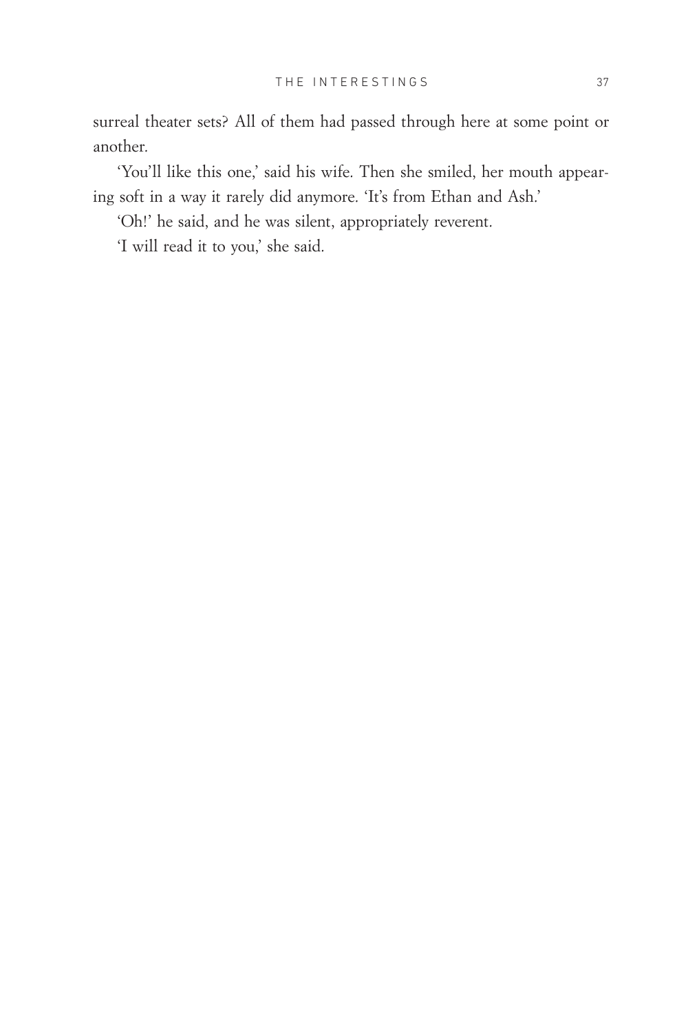surreal theater sets? All of them had passed through here at some point or another.

'You'll like this one,' said his wife. Then she smiled, her mouth appearing soft in a way it rarely did anymore. 'It's from Ethan and Ash.'

'Oh!' he said, and he was silent, appropriately reverent.

'I will read it to you,' she said.